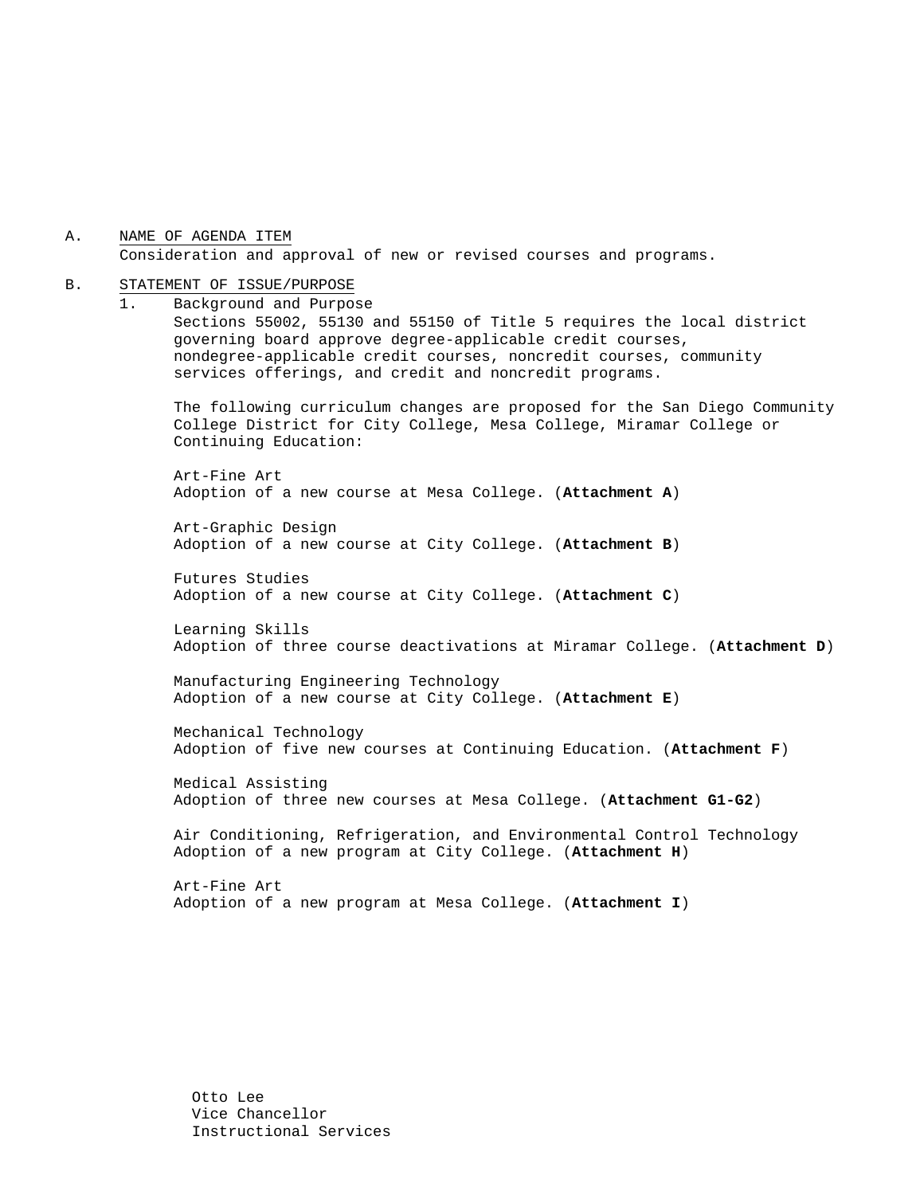A. NAME OF AGENDA ITEM

Consideration and approval of new or revised courses and programs.

B. STATEMENT OF ISSUE/PURPOSE

1. Background and Purpose

Sections 55002, 55130 and 55150 of Title 5 requires the local district governing board approve degree-applicable credit courses, nondegree-applicable credit courses, noncredit courses, community services offerings, and credit and noncredit programs.

The following curriculum changes are proposed for the San Diego Community College District for City College, Mesa College, Miramar College or Continuing Education:

Art-Fine Art
Adoption of a new course at Mesa College. (**Attachment A**)

Art-Graphic Design
Adoption of a new course at City College. (**Attachment B**)

Futures Studies
Adoption of a new course at City College. (**Attachment C**)

Learning Skills
Adoption of three course deactivations at Miramar College. (**Attachment D**)

Manufacturing Engineering Technology
Adoption of a new course at City College. (**Attachment E**)

Mechanical Technology
Adoption of five new courses at Continuing Education. (**Attachment F**)

Medical Assisting
Adoption of three new courses at Mesa College. (**Attachment G1-G2**)

Air Conditioning, Refrigeration, and Environmental Control Technology
Adoption of a new program at City College. (**Attachment H**)

Art-Fine Art
Adoption of a new program at Mesa College. (**Attachment I**)

Otto Lee
Vice Chancellor
Instructional Services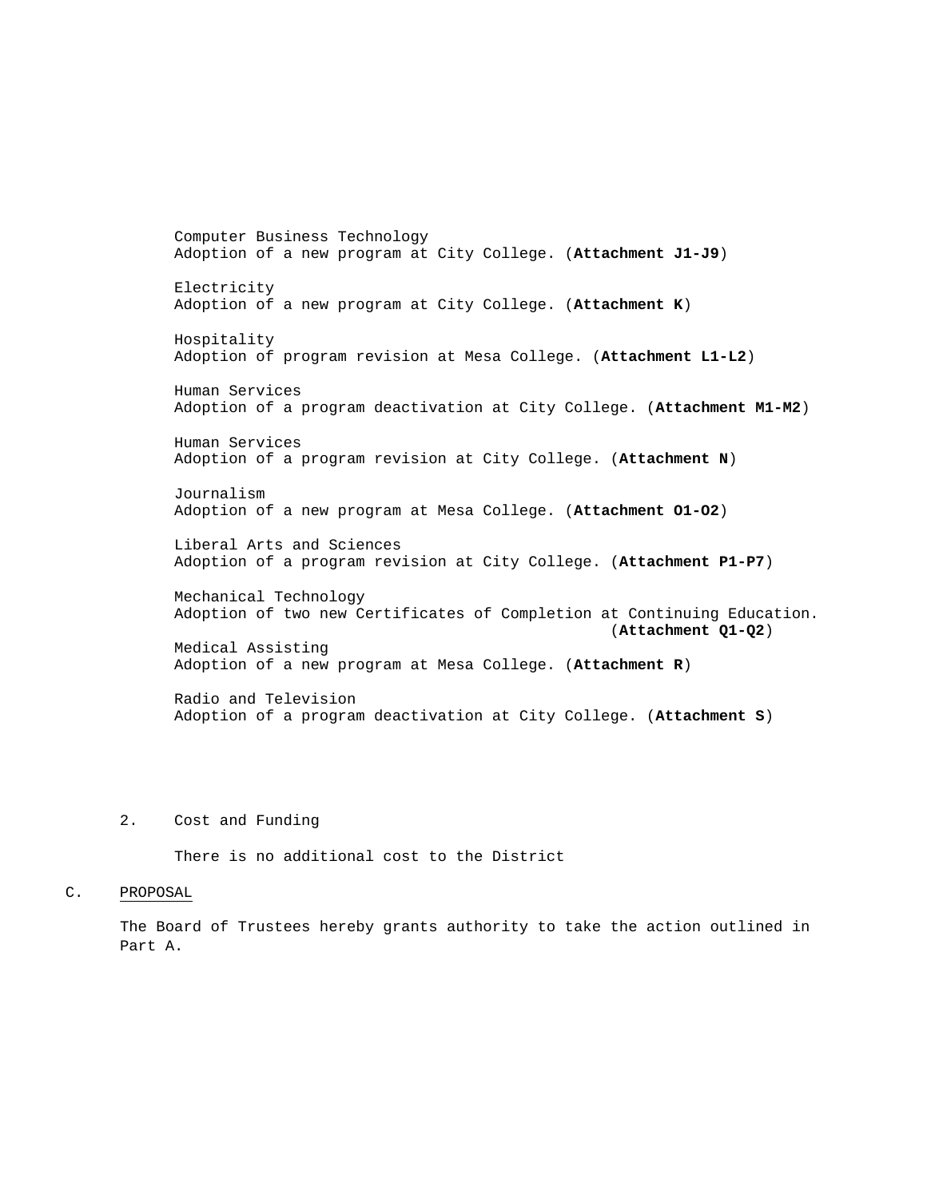Computer Business Technology
Adoption of a new program at City College. (**Attachment J1-J9**)

Electricity
Adoption of a new program at City College. (**Attachment K**)

Hospitality
Adoption of program revision at Mesa College. (**Attachment L1-L2**)

Human Services
Adoption of a program deactivation at City College. (**Attachment M1-M2**)

Human Services
Adoption of a program revision at City College. (**Attachment N**)

Journalism
Adoption of a new program at Mesa College. (**Attachment O1-O2**)

Liberal Arts and Sciences
Adoption of a program revision at City College. (**Attachment P1-P7**)

Mechanical Technology
Adoption of two new Certificates of Completion at Continuing Education. (**Attachment Q1-Q2**)

Medical Assisting
Adoption of a new program at Mesa College. (**Attachment R**)

Radio and Television
Adoption of a program deactivation at City College. (**Attachment S**)

2. Cost and Funding

There is no additional cost to the District

C. PROPOSAL

The Board of Trustees hereby grants authority to take the action outlined in Part A.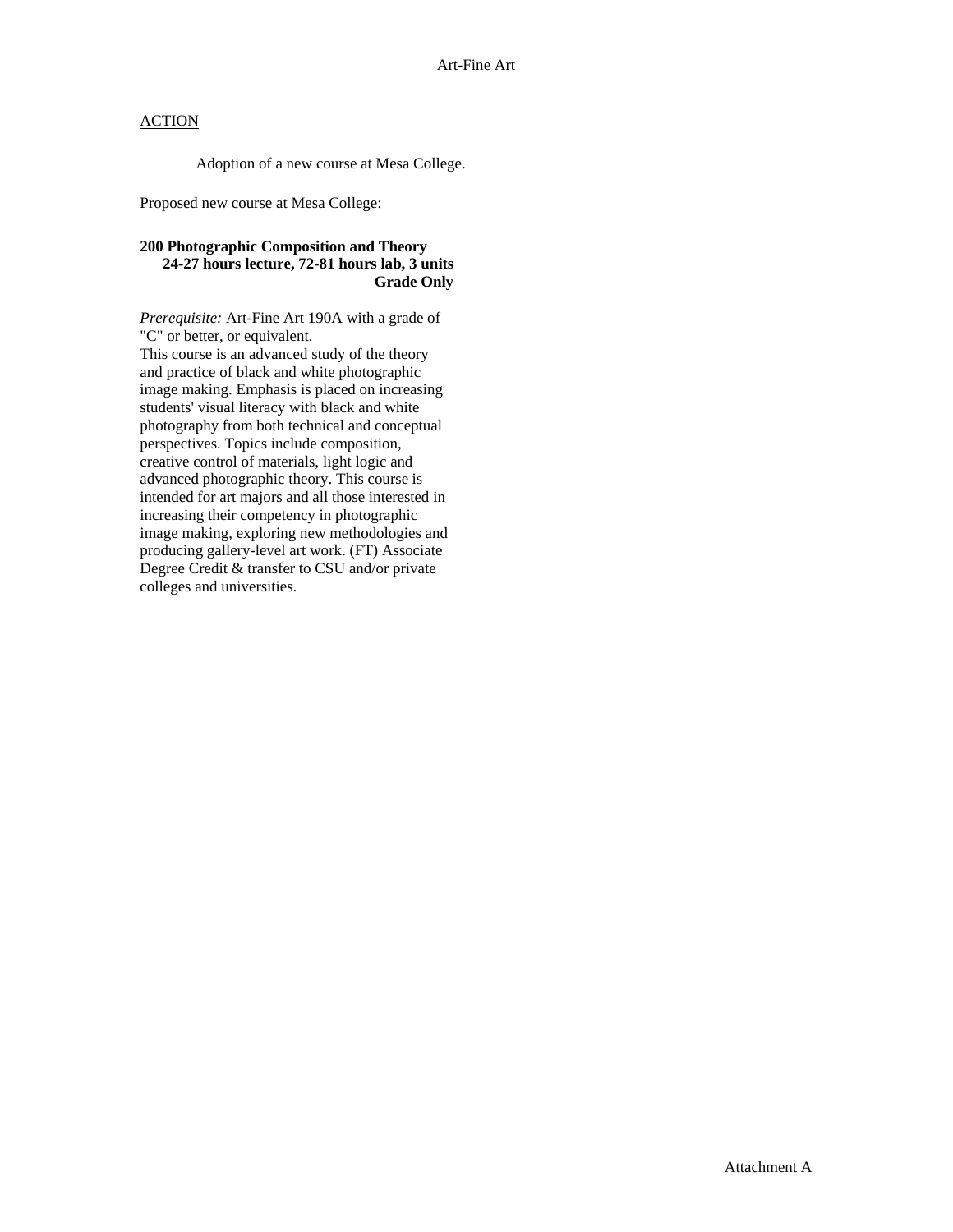Art-Fine Art

<u>ACTION</u>

Adoption of a new course at Mesa College.

Proposed new course at Mesa College:

**200 Photographic Composition and Theory**
**24-27 hours lecture, 72-81 hours lab, 3 units**
**Grade Only**

*Prerequisite:* Art-Fine Art 190A with a grade of "C" or better, or equivalent.
This course is an advanced study of the theory and practice of black and white photographic image making. Emphasis is placed on increasing students' visual literacy with black and white photography from both technical and conceptual perspectives. Topics include composition, creative control of materials, light logic and advanced photographic theory. This course is intended for art majors and all those interested in increasing their competency in photographic image making, exploring new methodologies and producing gallery-level art work. (FT) Associate Degree Credit & transfer to CSU and/or private colleges and universities.

Attachment A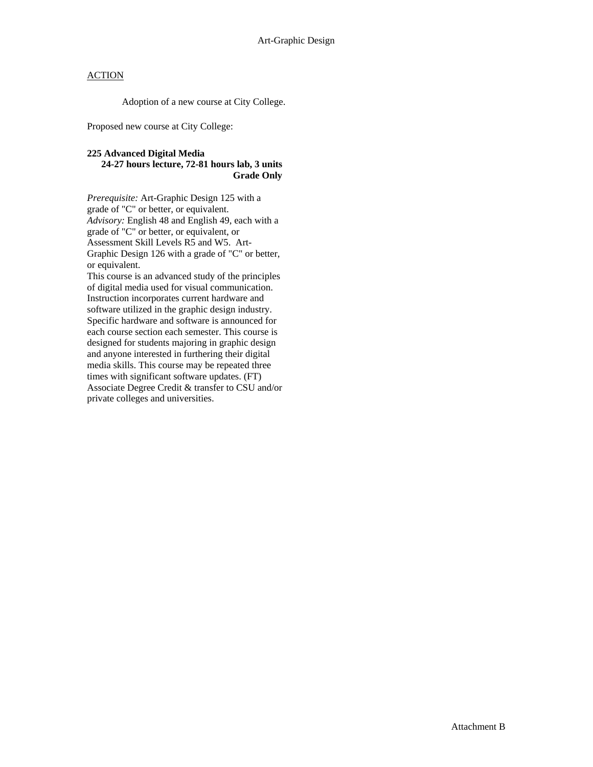Art-Graphic Design

ACTION

Adoption of a new course at City College.

Proposed new course at City College:

**225 Advanced Digital Media**
**24-27 hours lecture, 72-81 hours lab, 3 units**
**Grade Only**

*Prerequisite:* Art-Graphic Design 125 with a grade of "C" or better, or equivalent.
*Advisory:* English 48 and English 49, each with a grade of "C" or better, or equivalent, or Assessment Skill Levels R5 and W5. Art-Graphic Design 126 with a grade of "C" or better, or equivalent.
This course is an advanced study of the principles of digital media used for visual communication. Instruction incorporates current hardware and software utilized in the graphic design industry. Specific hardware and software is announced for each course section each semester. This course is designed for students majoring in graphic design and anyone interested in furthering their digital media skills. This course may be repeated three times with significant software updates. (FT) Associate Degree Credit & transfer to CSU and/or private colleges and universities.

Attachment B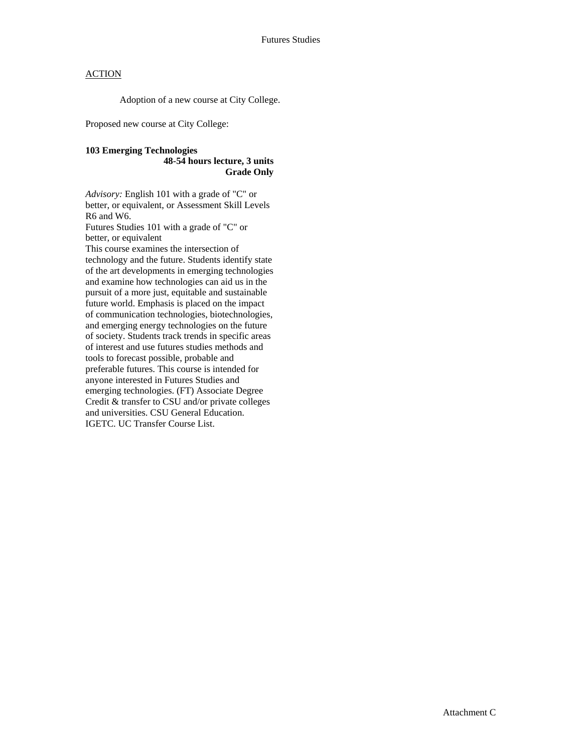Futures Studies

ACTION

Adoption of a new course at City College.

Proposed new course at City College:

**103 Emerging Technologies**
**48-54 hours lecture, 3 units**
**Grade Only**

*Advisory:* English 101 with a grade of "C" or better, or equivalent, or Assessment Skill Levels R6 and W6.
Futures Studies 101 with a grade of "C" or better, or equivalent
This course examines the intersection of technology and the future. Students identify state of the art developments in emerging technologies and examine how technologies can aid us in the pursuit of a more just, equitable and sustainable future world. Emphasis is placed on the impact of communication technologies, biotechnologies, and emerging energy technologies on the future of society. Students track trends in specific areas of interest and use futures studies methods and tools to forecast possible, probable and preferable futures. This course is intended for anyone interested in Futures Studies and emerging technologies. (FT) Associate Degree Credit & transfer to CSU and/or private colleges and universities. CSU General Education. IGETC. UC Transfer Course List.

Attachment C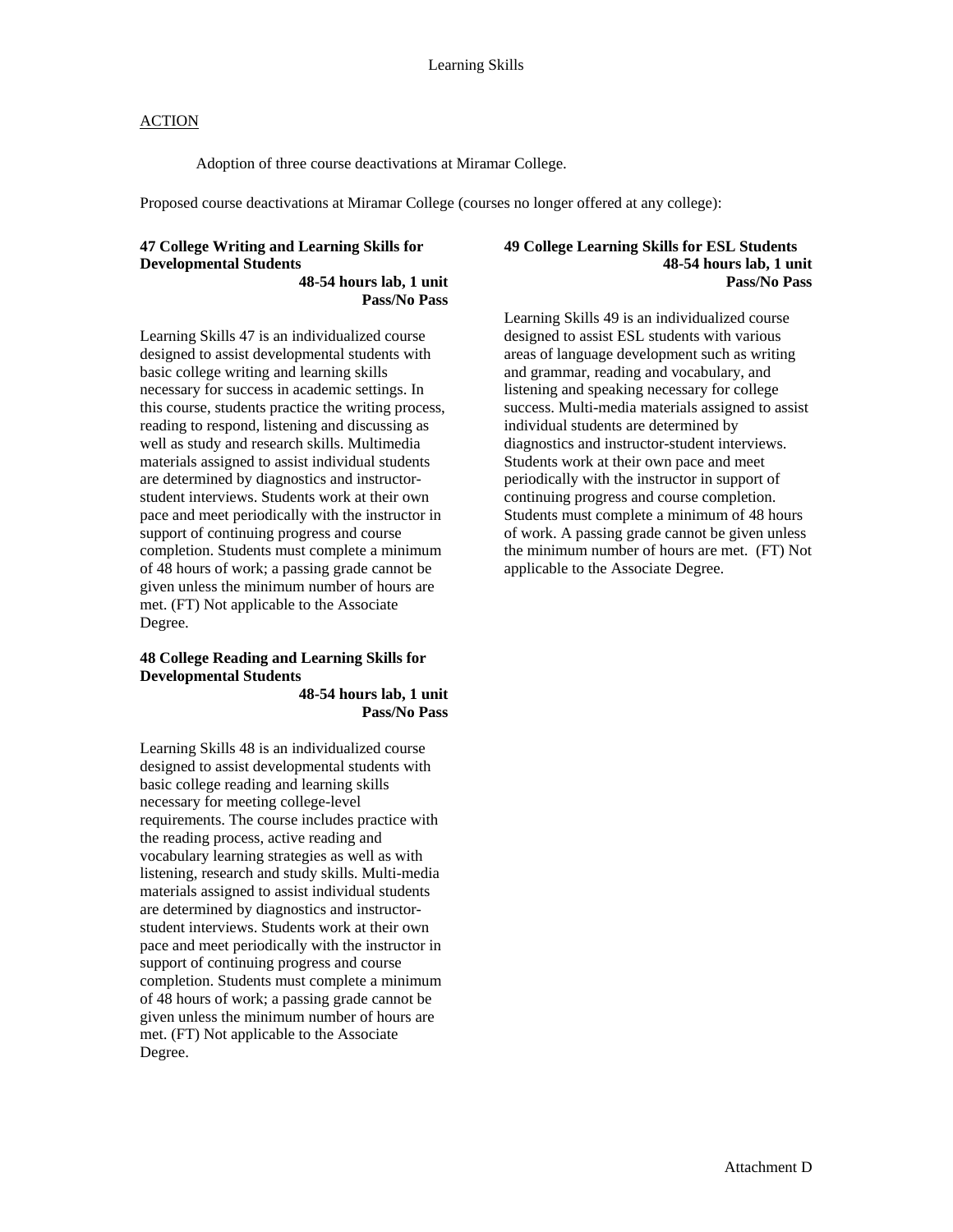# Learning Skills

ACTION

Adoption of three course deactivations at Miramar College.

Proposed course deactivations at Miramar College (courses no longer offered at any college):

**47 College Writing and Learning Skills for Developmental Students**
**48-54 hours lab, 1 unit**
**Pass/No Pass**

Learning Skills 47 is an individualized course designed to assist developmental students with basic college writing and learning skills necessary for success in academic settings. In this course, students practice the writing process, reading to respond, listening and discussing as well as study and research skills. Multimedia materials assigned to assist individual students are determined by diagnostics and instructor-student interviews. Students work at their own pace and meet periodically with the instructor in support of continuing progress and course completion. Students must complete a minimum of 48 hours of work; a passing grade cannot be given unless the minimum number of hours are met. (FT) Not applicable to the Associate Degree.

**48 College Reading and Learning Skills for Developmental Students**
**48-54 hours lab, 1 unit**
**Pass/No Pass**

Learning Skills 48 is an individualized course designed to assist developmental students with basic college reading and learning skills necessary for meeting college-level requirements. The course includes practice with the reading process, active reading and vocabulary learning strategies as well as with listening, research and study skills. Multi-media materials assigned to assist individual students are determined by diagnostics and instructor-student interviews. Students work at their own pace and meet periodically with the instructor in support of continuing progress and course completion. Students must complete a minimum of 48 hours of work; a passing grade cannot be given unless the minimum number of hours are met. (FT) Not applicable to the Associate Degree.

**49 College Learning Skills for ESL Students**
**48-54 hours lab, 1 unit**
**Pass/No Pass**

Learning Skills 49 is an individualized course designed to assist ESL students with various areas of language development such as writing and grammar, reading and vocabulary, and listening and speaking necessary for college success. Multi-media materials assigned to assist individual students are determined by diagnostics and instructor-student interviews. Students work at their own pace and meet periodically with the instructor in support of continuing progress and course completion. Students must complete a minimum of 48 hours of work. A passing grade cannot be given unless the minimum number of hours are met. (FT) Not applicable to the Associate Degree.

Attachment D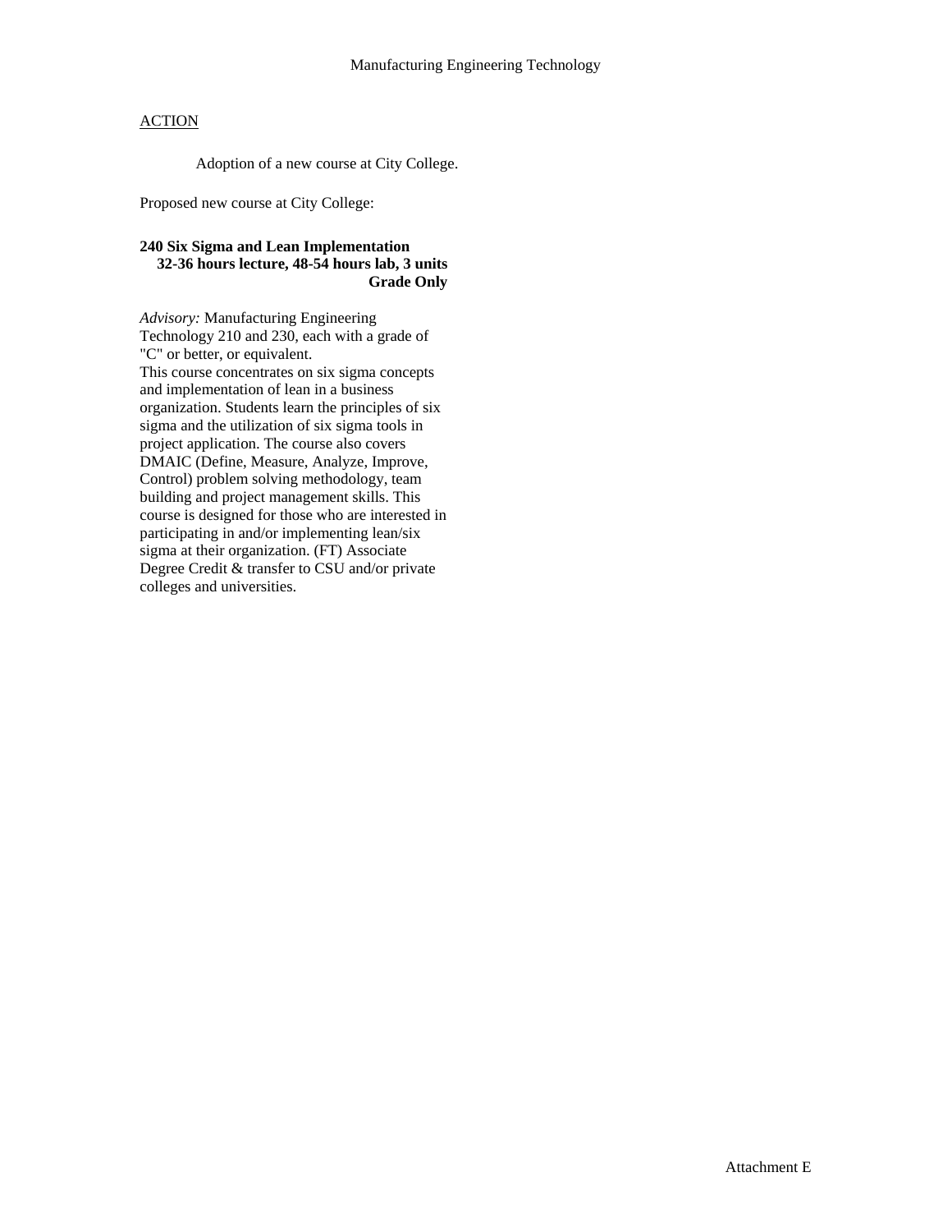Manufacturing Engineering Technology

ACTION

Adoption of a new course at City College.

Proposed new course at City College:

**240 Six Sigma and Lean Implementation**
**32-36 hours lecture, 48-54 hours lab, 3 units**
**Grade Only**

*Advisory:* Manufacturing Engineering Technology 210 and 230, each with a grade of "C" or better, or equivalent.
This course concentrates on six sigma concepts and implementation of lean in a business organization. Students learn the principles of six sigma and the utilization of six sigma tools in project application. The course also covers DMAIC (Define, Measure, Analyze, Improve, Control) problem solving methodology, team building and project management skills. This course is designed for those who are interested in participating in and/or implementing lean/six sigma at their organization. (FT) Associate Degree Credit & transfer to CSU and/or private colleges and universities.

Attachment E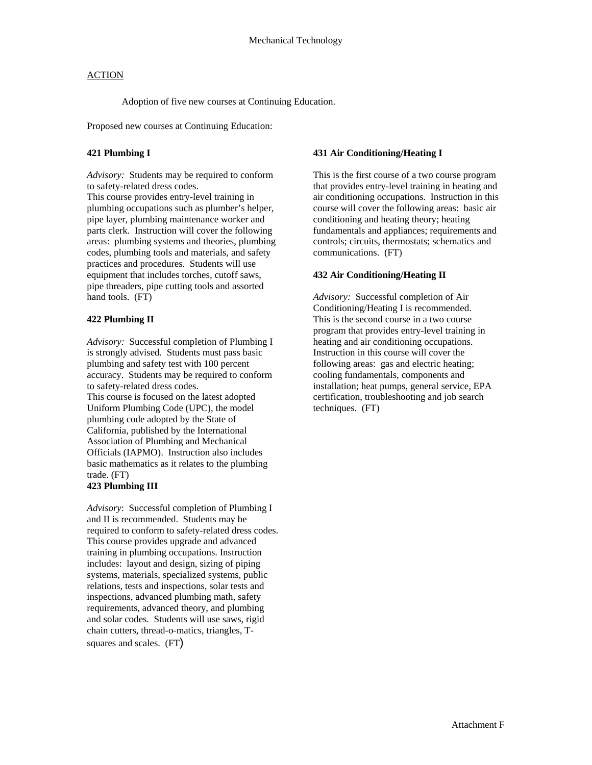# Mechanical Technology

<u>ACTION</u>

Adoption of five new courses at Continuing Education.

Proposed new courses at Continuing Education:

**421 Plumbing I**

*Advisory:* Students may be required to conform to safety-related dress codes.
This course provides entry-level training in plumbing occupations such as plumber's helper, pipe layer, plumbing maintenance worker and parts clerk. Instruction will cover the following areas: plumbing systems and theories, plumbing codes, plumbing tools and materials, and safety practices and procedures. Students will use equipment that includes torches, cutoff saws, pipe threaders, pipe cutting tools and assorted hand tools. (FT)

**422 Plumbing II**

*Advisory:* Successful completion of Plumbing I is strongly advised. Students must pass basic plumbing and safety test with 100 percent accuracy. Students may be required to conform to safety-related dress codes.
This course is focused on the latest adopted Uniform Plumbing Code (UPC), the model plumbing code adopted by the State of California, published by the International Association of Plumbing and Mechanical Officials (IAPMO). Instruction also includes basic mathematics as it relates to the plumbing trade. (FT)

**423 Plumbing III**

*Advisory*: Successful completion of Plumbing I and II is recommended. Students may be required to conform to safety-related dress codes.
This course provides upgrade and advanced training in plumbing occupations. Instruction includes: layout and design, sizing of piping systems, materials, specialized systems, public relations, tests and inspections, solar tests and inspections, advanced plumbing math, safety requirements, advanced theory, and plumbing and solar codes. Students will use saws, rigid chain cutters, thread-o-matics, triangles, T-squares and scales. (FT)

**431 Air Conditioning/Heating I**

This is the first course of a two course program that provides entry-level training in heating and air conditioning occupations. Instruction in this course will cover the following areas: basic air conditioning and heating theory; heating fundamentals and appliances; requirements and controls; circuits, thermostats; schematics and communications. (FT)

**432 Air Conditioning/Heating II**

*Advisory:* Successful completion of Air Conditioning/Heating I is recommended.
This is the second course in a two course program that provides entry-level training in heating and air conditioning occupations. Instruction in this course will cover the following areas: gas and electric heating; cooling fundamentals, components and installation; heat pumps, general service, EPA certification, troubleshooting and job search techniques. (FT)

Attachment F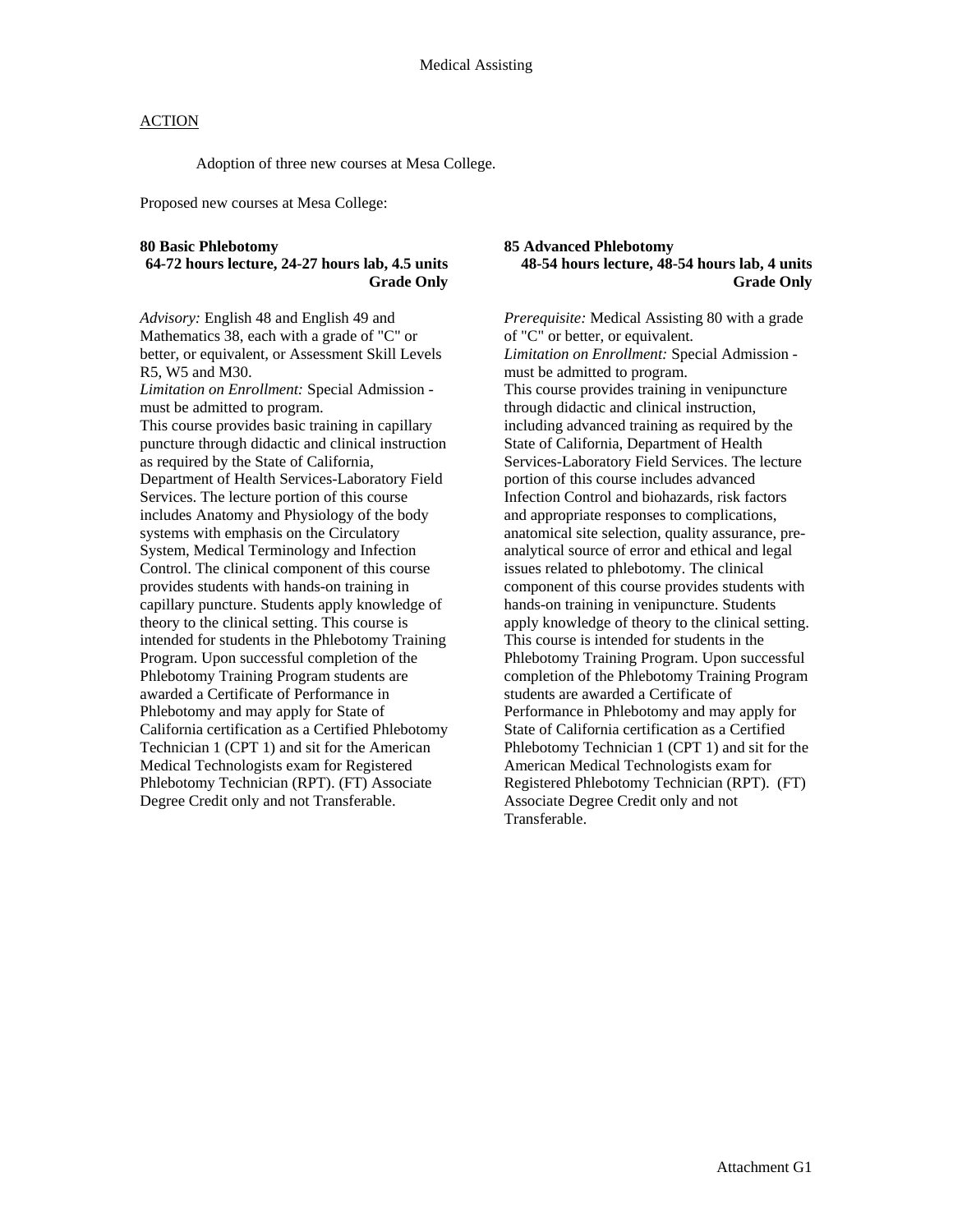# Medical Assisting

ACTION

Adoption of three new courses at Mesa College.

Proposed new courses at Mesa College:

**80 Basic Phlebotomy**
**64-72 hours lecture, 24-27 hours lab, 4.5 units**
**Grade Only**

*Advisory:* English 48 and English 49 and Mathematics 38, each with a grade of "C" or better, or equivalent, or Assessment Skill Levels R5, W5 and M30.
*Limitation on Enrollment:* Special Admission - must be admitted to program.
This course provides basic training in capillary puncture through didactic and clinical instruction as required by the State of California, Department of Health Services-Laboratory Field Services. The lecture portion of this course includes Anatomy and Physiology of the body systems with emphasis on the Circulatory System, Medical Terminology and Infection Control. The clinical component of this course provides students with hands-on training in capillary puncture. Students apply knowledge of theory to the clinical setting. This course is intended for students in the Phlebotomy Training Program. Upon successful completion of the Phlebotomy Training Program students are awarded a Certificate of Performance in Phlebotomy and may apply for State of California certification as a Certified Phlebotomy Technician 1 (CPT 1) and sit for the American Medical Technologists exam for Registered Phlebotomy Technician (RPT). (FT) Associate Degree Credit only and not Transferable.

**85 Advanced Phlebotomy**
**48-54 hours lecture, 48-54 hours lab, 4 units**
**Grade Only**

*Prerequisite:* Medical Assisting 80 with a grade of "C" or better, or equivalent.
*Limitation on Enrollment:* Special Admission - must be admitted to program.
This course provides training in venipuncture through didactic and clinical instruction, including advanced training as required by the State of California, Department of Health Services-Laboratory Field Services. The lecture portion of this course includes advanced Infection Control and biohazards, risk factors and appropriate responses to complications, anatomical site selection, quality assurance, pre-analytical source of error and ethical and legal issues related to phlebotomy. The clinical component of this course provides students with hands-on training in venipuncture. Students apply knowledge of theory to the clinical setting. This course is intended for students in the Phlebotomy Training Program. Upon successful completion of the Phlebotomy Training Program students are awarded a Certificate of Performance in Phlebotomy and may apply for State of California certification as a Certified Phlebotomy Technician 1 (CPT 1) and sit for the American Medical Technologists exam for Registered Phlebotomy Technician (RPT). (FT) Associate Degree Credit only and not Transferable.

Attachment G1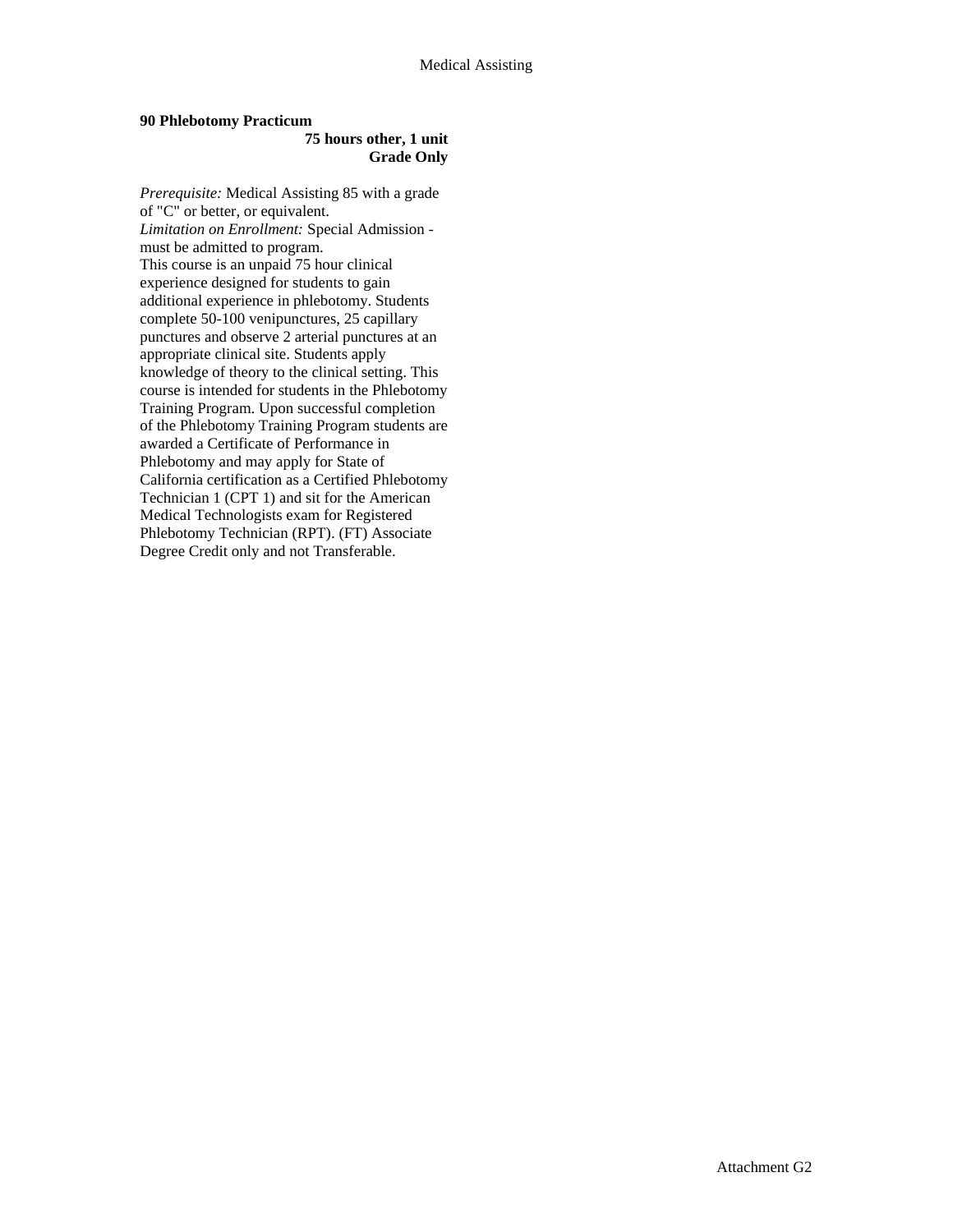**90 Phlebotomy Practicum**

**75 hours other, 1 unit**
**Grade Only**

*Prerequisite:* Medical Assisting 85 with a grade of "C" or better, or equivalent.
*Limitation on Enrollment:* Special Admission - must be admitted to program.
This course is an unpaid 75 hour clinical experience designed for students to gain additional experience in phlebotomy. Students complete 50-100 venipunctures, 25 capillary punctures and observe 2 arterial punctures at an appropriate clinical site. Students apply knowledge of theory to the clinical setting. This course is intended for students in the Phlebotomy Training Program. Upon successful completion of the Phlebotomy Training Program students are awarded a Certificate of Performance in Phlebotomy and may apply for State of California certification as a Certified Phlebotomy Technician 1 (CPT 1) and sit for the American Medical Technologists exam for Registered Phlebotomy Technician (RPT). (FT) Associate Degree Credit only and not Transferable.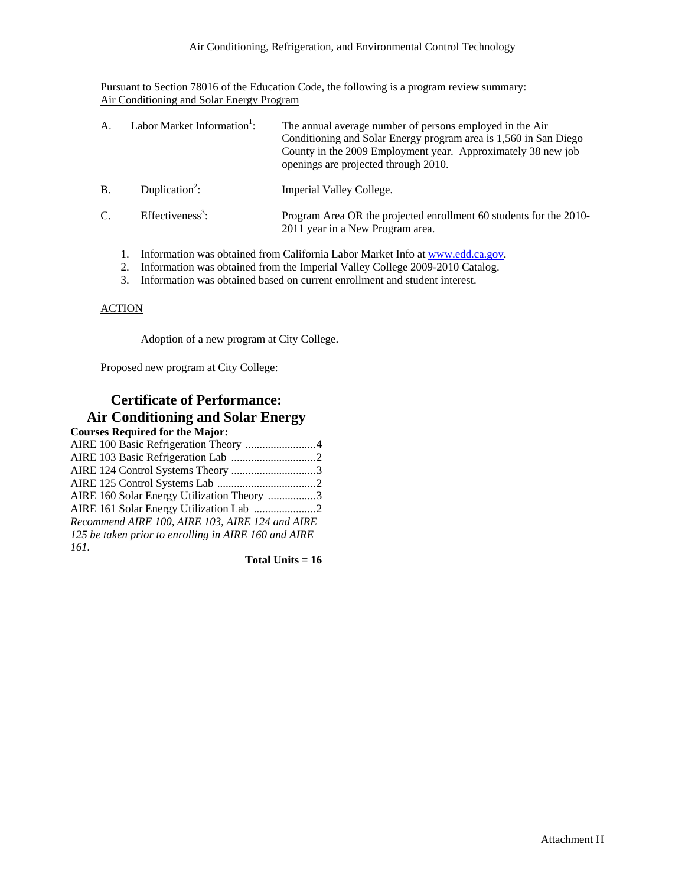Air Conditioning, Refrigeration, and Environmental Control Technology

Pursuant to Section 78016 of the Education Code, the following is a program review summary:
Air Conditioning and Solar Energy Program

A. Labor Market Information[1]: The annual average number of persons employed in the Air Conditioning and Solar Energy program area is 1,560 in San Diego County in the 2009 Employment year. Approximately 38 new job openings are projected through 2010.

B. Duplication[2]: Imperial Valley College.

C. Effectiveness[3]: Program Area OR the projected enrollment 60 students for the 2010-2011 year in a New Program area.

1. Information was obtained from California Labor Market Info at www.edd.ca.gov.
2. Information was obtained from the Imperial Valley College 2009-2010 Catalog.
3. Information was obtained based on current enrollment and student interest.

ACTION

Adoption of a new program at City College.

Proposed new program at City College:

## Certificate of Performance: Air Conditioning and Solar Energy

**Courses Required for the Major:**

AIRE 100 Basic Refrigeration Theory .........................4
AIRE 103 Basic Refrigeration Lab ..............................2
AIRE 124 Control Systems Theory ..............................3
AIRE 125 Control Systems Lab ...................................2
AIRE 160 Solar Energy Utilization Theory .................3
AIRE 161 Solar Energy Utilization Lab ......................2

*Recommend AIRE 100, AIRE 103, AIRE 124 and AIRE 125 be taken prior to enrolling in AIRE 160 and AIRE 161.*

**Total Units = 16**

Attachment H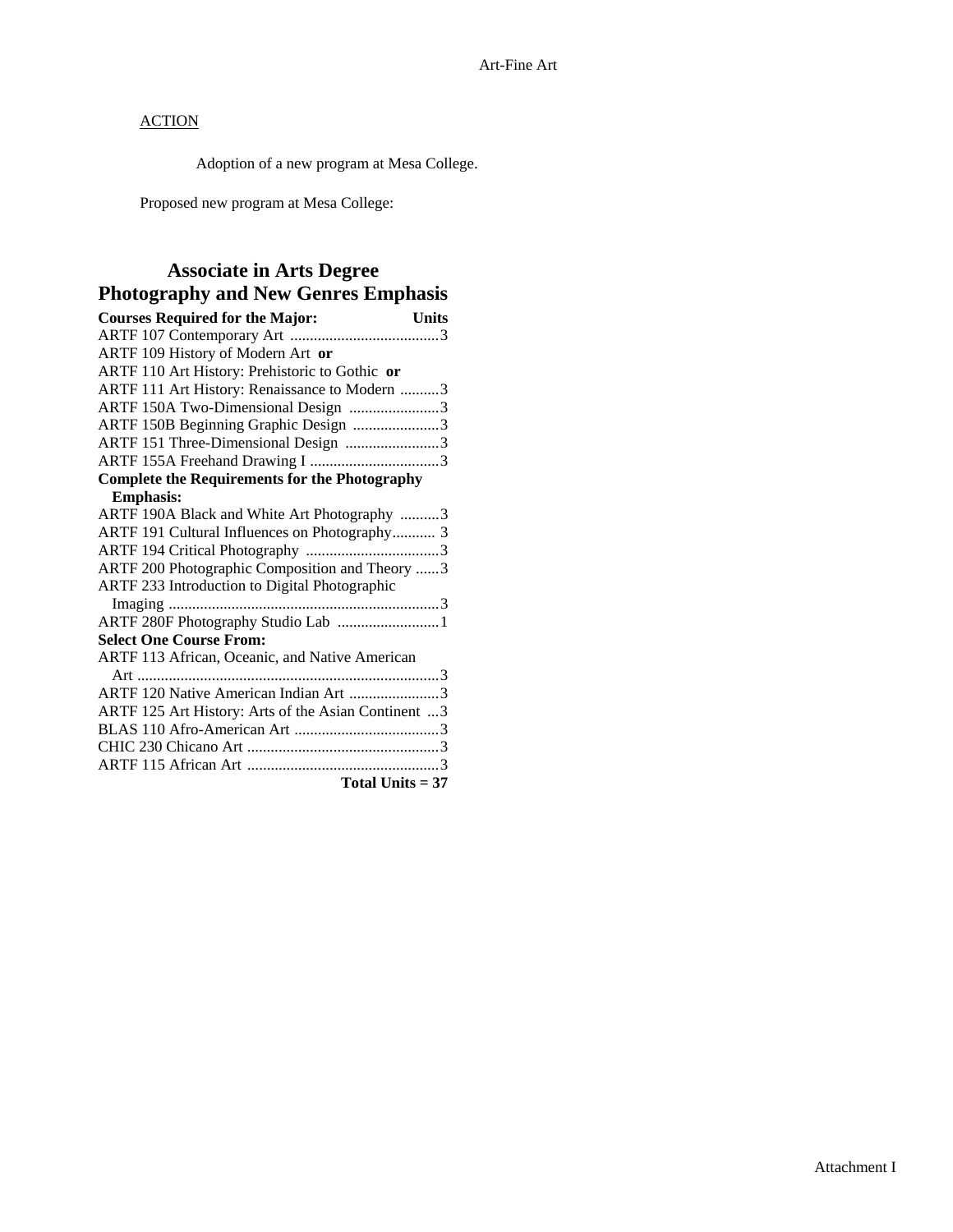Art-Fine Art

ACTION

Adoption of a new program at Mesa College.

Proposed new program at Mesa College:

## Associate in Arts Degree
## Photography and New Genres Emphasis

| Courses Required for the Major: | Units |
|---|---|
| ARTF 107 Contemporary Art | 3 |
| ARTF 109 History of Modern Art **or** | |
| ARTF 110 Art History: Prehistoric to Gothic **or** | |
| ARTF 111 Art History: Renaissance to Modern | 3 |
| ARTF 150A Two-Dimensional Design | 3 |
| ARTF 150B Beginning Graphic Design | 3 |
| ARTF 151 Three-Dimensional Design | 3 |
| ARTF 155A Freehand Drawing I | 3 |
| **Complete the Requirements for the Photography Emphasis:** | |
| ARTF 190A Black and White Art Photography | 3 |
| ARTF 191 Cultural Influences on Photography | 3 |
| ARTF 194 Critical Photography | 3 |
| ARTF 200 Photographic Composition and Theory | 3 |
| ARTF 233 Introduction to Digital Photographic Imaging | 3 |
| ARTF 280F Photography Studio Lab | 1 |
| **Select One Course From:** | |
| ARTF 113 African, Oceanic, and Native American Art | 3 |
| ARTF 120 Native American Indian Art | 3 |
| ARTF 125 Art History: Arts of the Asian Continent | 3 |
| BLAS 110 Afro-American Art | 3 |
| CHIC 230 Chicano Art | 3 |
| ARTF 115 African Art | 3 |
| | **Total Units = 37** |

Attachment I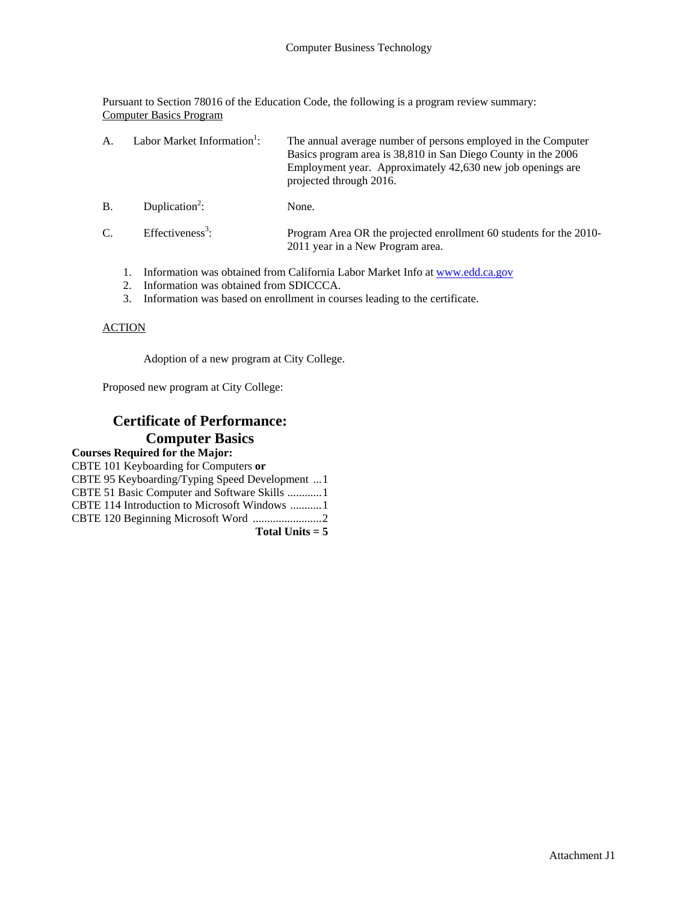Computer Business Technology

Pursuant to Section 78016 of the Education Code, the following is a program review summary:
Computer Basics Program

A. Labor Market Information[1]: The annual average number of persons employed in the Computer Basics program area is 38,810 in San Diego County in the 2006 Employment year. Approximately 42,630 new job openings are projected through 2016.

B. Duplication[2]: None.

C. Effectiveness[3]: Program Area OR the projected enrollment 60 students for the 2010-2011 year in a New Program area.

1. Information was obtained from California Labor Market Info at www.edd.ca.gov
2. Information was obtained from SDICCCA.
3. Information was based on enrollment in courses leading to the certificate.

ACTION

Adoption of a new program at City College.

Proposed new program at City College:

## Certificate of Performance: Computer Basics

**Courses Required for the Major:**

CBTE 101 Keyboarding for Computers **or**
CBTE 95 Keyboarding/Typing Speed Development ...1
CBTE 51 Basic Computer and Software Skills ............1
CBTE 114 Introduction to Microsoft Windows ...........1
CBTE 120 Beginning Microsoft Word ........................2
**Total Units = 5**

Attachment J1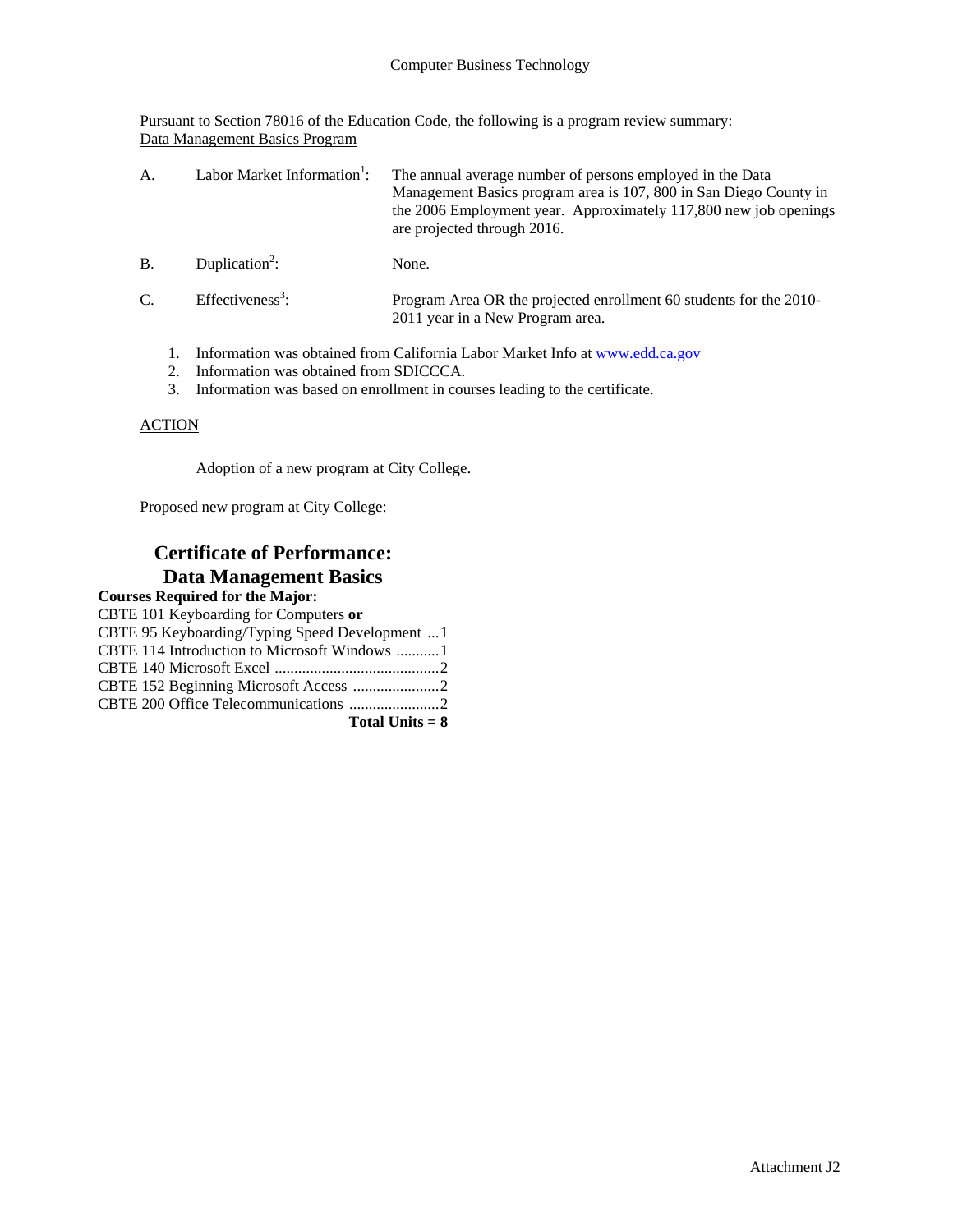Computer Business Technology

Pursuant to Section 78016 of the Education Code, the following is a program review summary:
Data Management Basics Program

A. Labor Market Information[1]: The annual average number of persons employed in the Data Management Basics program area is 107, 800 in San Diego County in the 2006 Employment year. Approximately 117,800 new job openings are projected through 2016.

B. Duplication[2]: None.

C. Effectiveness[3]: Program Area OR the projected enrollment 60 students for the 2010-2011 year in a New Program area.

1. Information was obtained from California Labor Market Info at www.edd.ca.gov
2. Information was obtained from SDICCCA.
3. Information was based on enrollment in courses leading to the certificate.

ACTION

Adoption of a new program at City College.

Proposed new program at City College:

## Certificate of Performance: Data Management Basics

**Courses Required for the Major:**

CBTE 101 Keyboarding for Computers **or**
CBTE 95 Keyboarding/Typing Speed Development ... 1
CBTE 114 Introduction to Microsoft Windows ........... 1
CBTE 140 Microsoft Excel .......................................... 2
CBTE 152 Beginning Microsoft Access ...................... 2
CBTE 200 Office Telecommunications ....................... 2

**Total Units = 8**

Attachment J2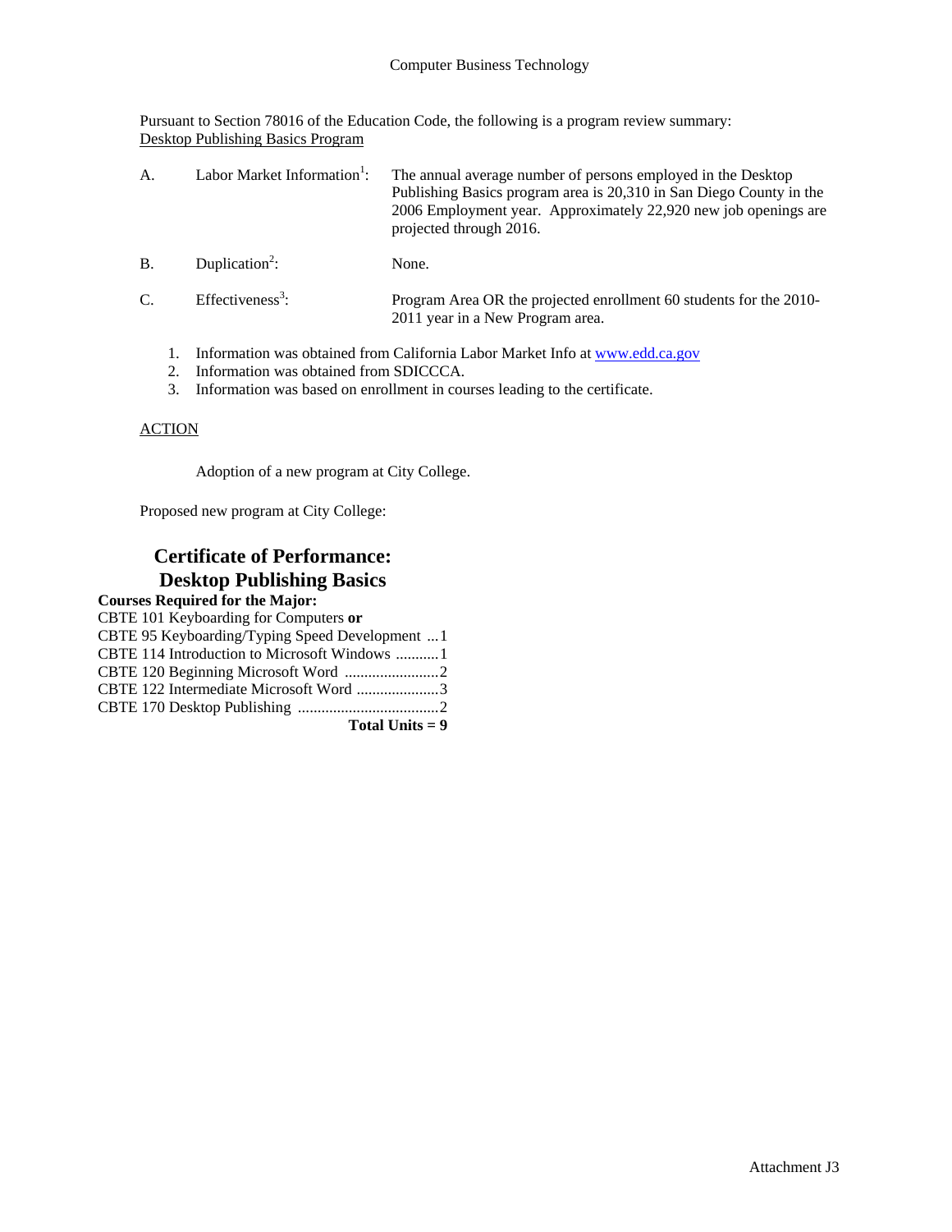Computer Business Technology

Pursuant to Section 78016 of the Education Code, the following is a program review summary:
Desktop Publishing Basics Program

A. Labor Market Information[1]: The annual average number of persons employed in the Desktop Publishing Basics program area is 20,310 in San Diego County in the 2006 Employment year. Approximately 22,920 new job openings are projected through 2016.

B. Duplication[2]: None.

C. Effectiveness[3]: Program Area OR the projected enrollment 60 students for the 2010-2011 year in a New Program area.

1. Information was obtained from California Labor Market Info at www.edd.ca.gov
2. Information was obtained from SDICCCA.
3. Information was based on enrollment in courses leading to the certificate.

ACTION

Adoption of a new program at City College.

Proposed new program at City College:

## Certificate of Performance: Desktop Publishing Basics

**Courses Required for the Major:**

CBTE 101 Keyboarding for Computers **or**
CBTE 95 Keyboarding/Typing Speed Development ... 1
CBTE 114 Introduction to Microsoft Windows ........... 1
CBTE 120 Beginning Microsoft Word ........................ 2
CBTE 122 Intermediate Microsoft Word ..................... 3
CBTE 170 Desktop Publishing .................................... 2
**Total Units = 9**

Attachment J3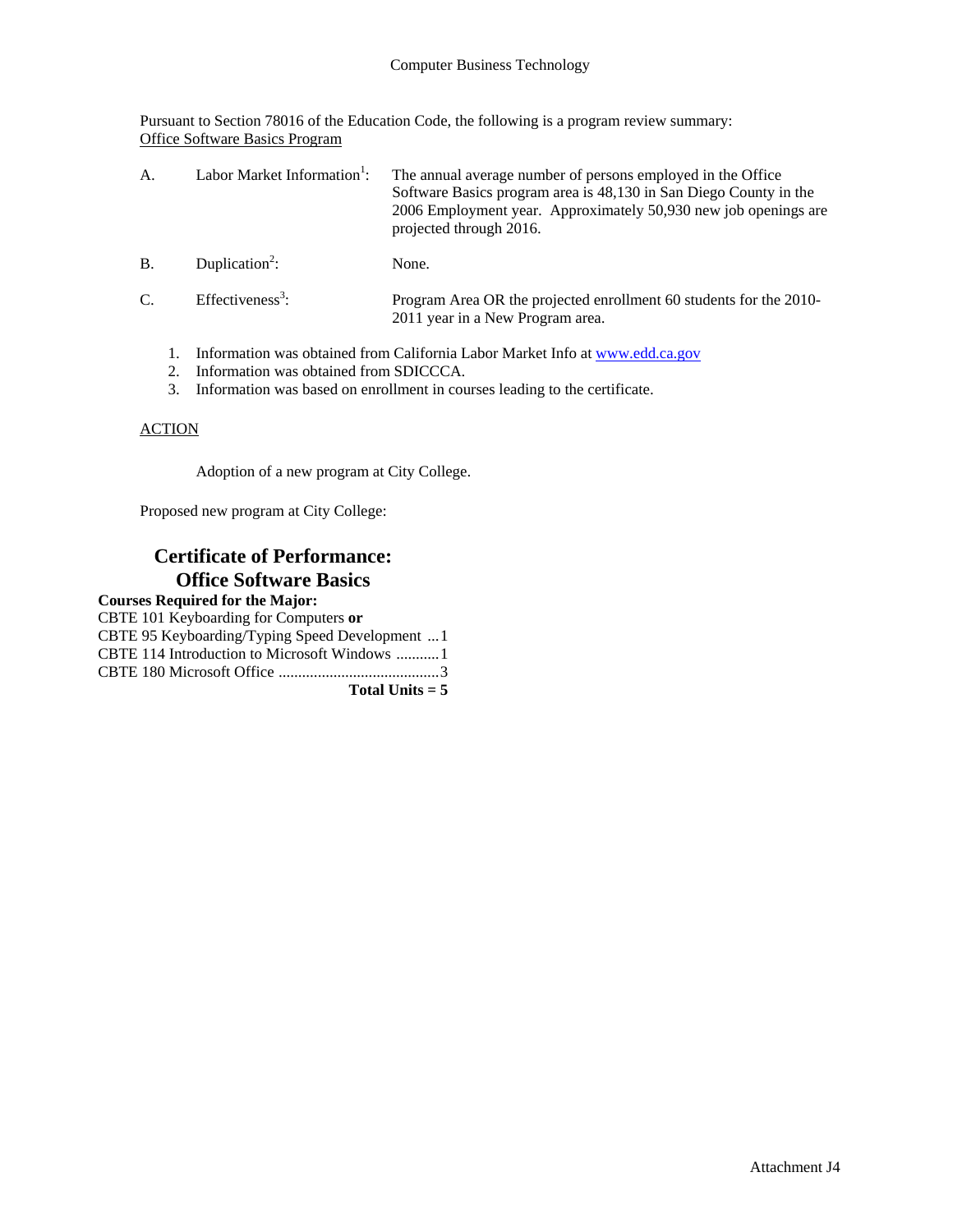Computer Business Technology

Pursuant to Section 78016 of the Education Code, the following is a program review summary:
Office Software Basics Program

A. Labor Market Information[1]: The annual average number of persons employed in the Office Software Basics program area is 48,130 in San Diego County in the 2006 Employment year. Approximately 50,930 new job openings are projected through 2016.

B. Duplication[2]: None.

C. Effectiveness[3]: Program Area OR the projected enrollment 60 students for the 2010-2011 year in a New Program area.

1. Information was obtained from California Labor Market Info at www.edd.ca.gov
2. Information was obtained from SDICCCA.
3. Information was based on enrollment in courses leading to the certificate.

ACTION

Adoption of a new program at City College.

Proposed new program at City College:

## Certificate of Performance: Office Software Basics

**Courses Required for the Major:**

CBTE 101 Keyboarding for Computers **or**
CBTE 95 Keyboarding/Typing Speed Development ... 1
CBTE 114 Introduction to Microsoft Windows ........... 1
CBTE 180 Microsoft Office ......................................... 3

**Total Units = 5**

Attachment J4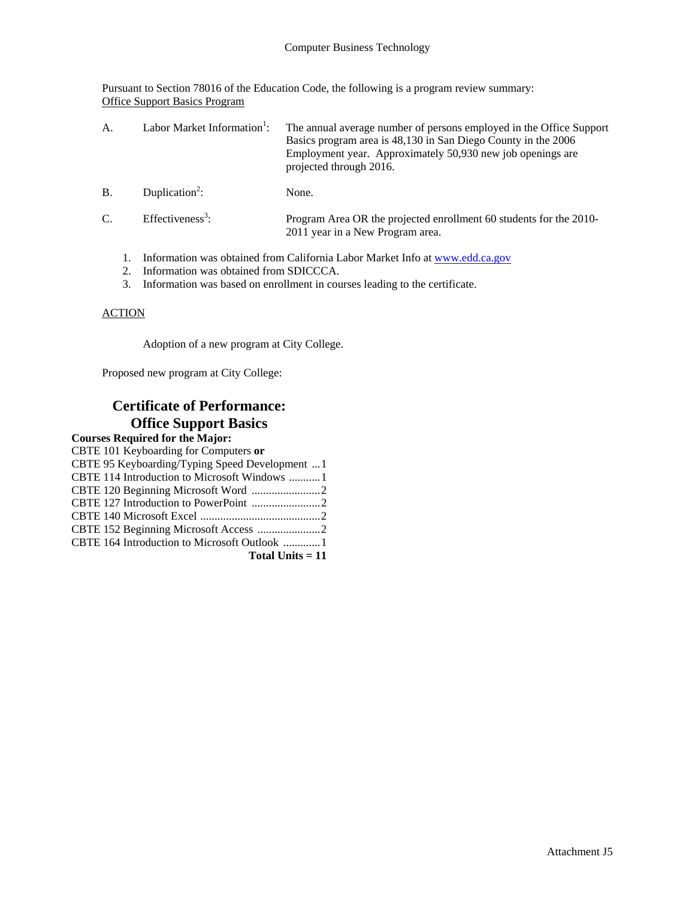Computer Business Technology

Pursuant to Section 78016 of the Education Code, the following is a program review summary:
Office Support Basics Program

A. Labor Market Information[1]: The annual average number of persons employed in the Office Support Basics program area is 48,130 in San Diego County in the 2006 Employment year. Approximately 50,930 new job openings are projected through 2016.

B. Duplication[2]: None.

C. Effectiveness[3]: Program Area OR the projected enrollment 60 students for the 2010-2011 year in a New Program area.

1. Information was obtained from California Labor Market Info at www.edd.ca.gov
2. Information was obtained from SDICCCA.
3. Information was based on enrollment in courses leading to the certificate.

ACTION

Adoption of a new program at City College.

Proposed new program at City College:

## Certificate of Performance: Office Support Basics

**Courses Required for the Major:**

| Course | Units |
|---|---|
| CBTE 101 Keyboarding for Computers **or** | |
| CBTE 95 Keyboarding/Typing Speed Development | 1 |
| CBTE 114 Introduction to Microsoft Windows | 1 |
| CBTE 120 Beginning Microsoft Word | 2 |
| CBTE 127 Introduction to PowerPoint | 2 |
| CBTE 140 Microsoft Excel | 2 |
| CBTE 152 Beginning Microsoft Access | 2 |
| CBTE 164 Introduction to Microsoft Outlook | 1 |
| **Total Units = 11** | |

Attachment J5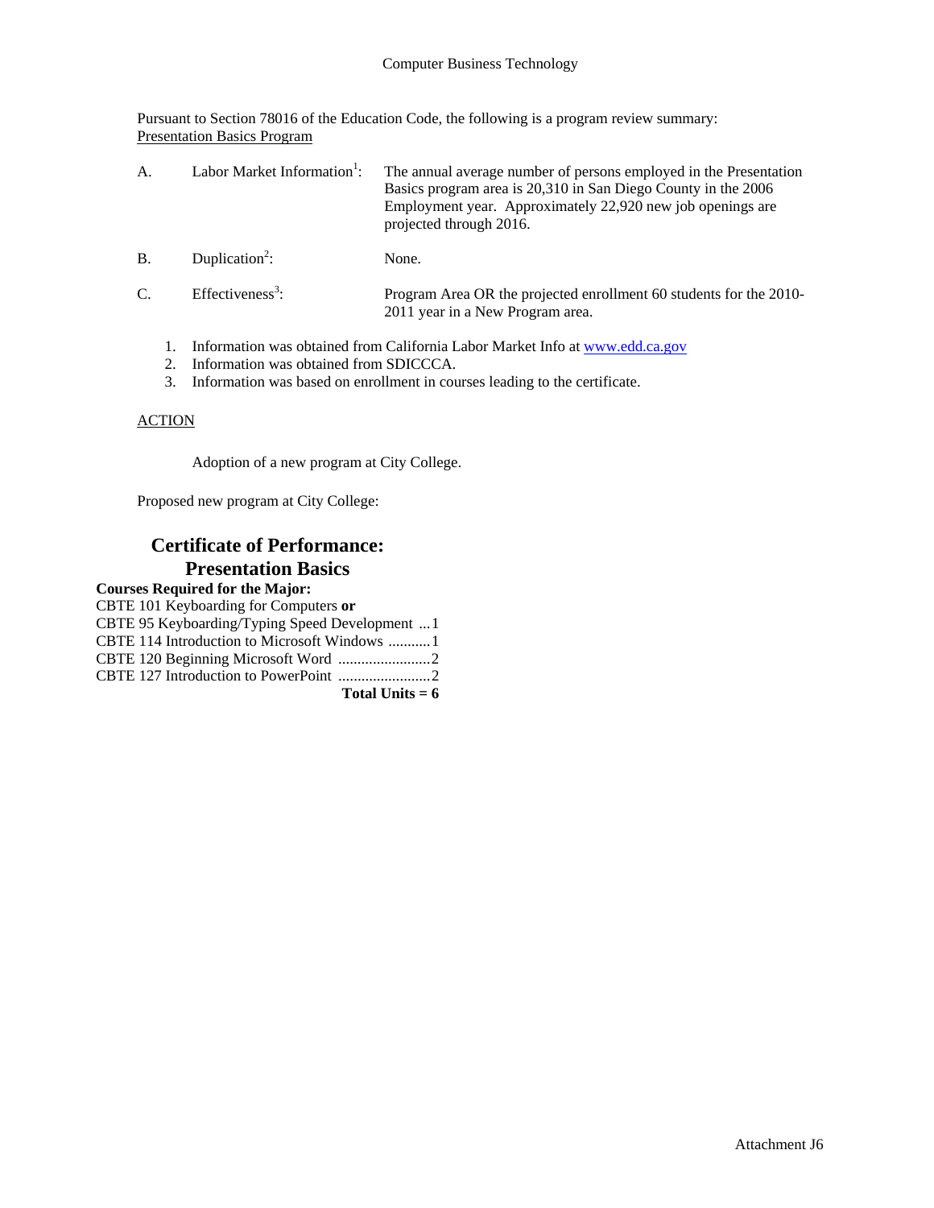Computer Business Technology

Pursuant to Section 78016 of the Education Code, the following is a program review summary: Presentation Basics Program

| | | |
|---|---|---|
| A. | Labor Market Information[1]: | The annual average number of persons employed in the Presentation Basics program area is 20,310 in San Diego County in the 2006 Employment year. Approximately 22,920 new job openings are projected through 2016. |
| B. | Duplication[2]: | None. |
| C. | Effectiveness[3]: | Program Area OR the projected enrollment 60 students for the 2010-2011 year in a New Program area. |

1. Information was obtained from California Labor Market Info at www.edd.ca.gov
2. Information was obtained from SDICCCA.
3. Information was based on enrollment in courses leading to the certificate.

ACTION

Adoption of a new program at City College.

Proposed new program at City College:

## Certificate of Performance: Presentation Basics

**Courses Required for the Major:**

CBTE 101 Keyboarding for Computers **or**
CBTE 95 Keyboarding/Typing Speed Development ... 1
CBTE 114 Introduction to Microsoft Windows ........... 1
CBTE 120 Beginning Microsoft Word ........................ 2
CBTE 127 Introduction to PowerPoint ........................ 2

**Total Units = 6**

Attachment J6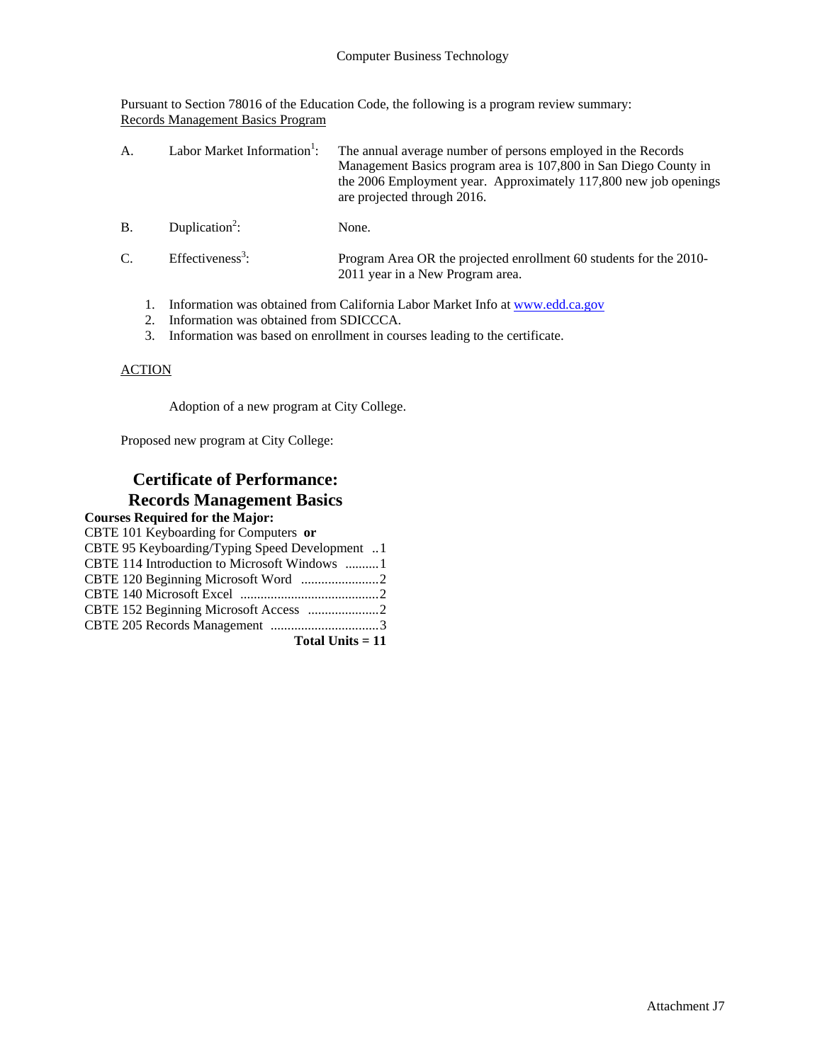Computer Business Technology

Pursuant to Section 78016 of the Education Code, the following is a program review summary:
Records Management Basics Program

| | | |
|---|---|---|
| A. | Labor Market Information[1]: | The annual average number of persons employed in the Records Management Basics program area is 107,800 in San Diego County in the 2006 Employment year. Approximately 117,800 new job openings are projected through 2016. |
| B. | Duplication[2]: | None. |
| C. | Effectiveness[3]: | Program Area OR the projected enrollment 60 students for the 2010-2011 year in a New Program area. |

1. Information was obtained from California Labor Market Info at www.edd.ca.gov
2. Information was obtained from SDICCCA.
3. Information was based on enrollment in courses leading to the certificate.

ACTION

Adoption of a new program at City College.

Proposed new program at City College:

## Certificate of Performance: Records Management Basics

**Courses Required for the Major:**

CBTE 101 Keyboarding for Computers **or**
CBTE 95 Keyboarding/Typing Speed Development ..1
CBTE 114 Introduction to Microsoft Windows ..........1
CBTE 120 Beginning Microsoft Word .......................2
CBTE 140 Microsoft Excel .........................................2
CBTE 152 Beginning Microsoft Access .....................2
CBTE 205 Records Management ................................3
**Total Units = 11**

Attachment J7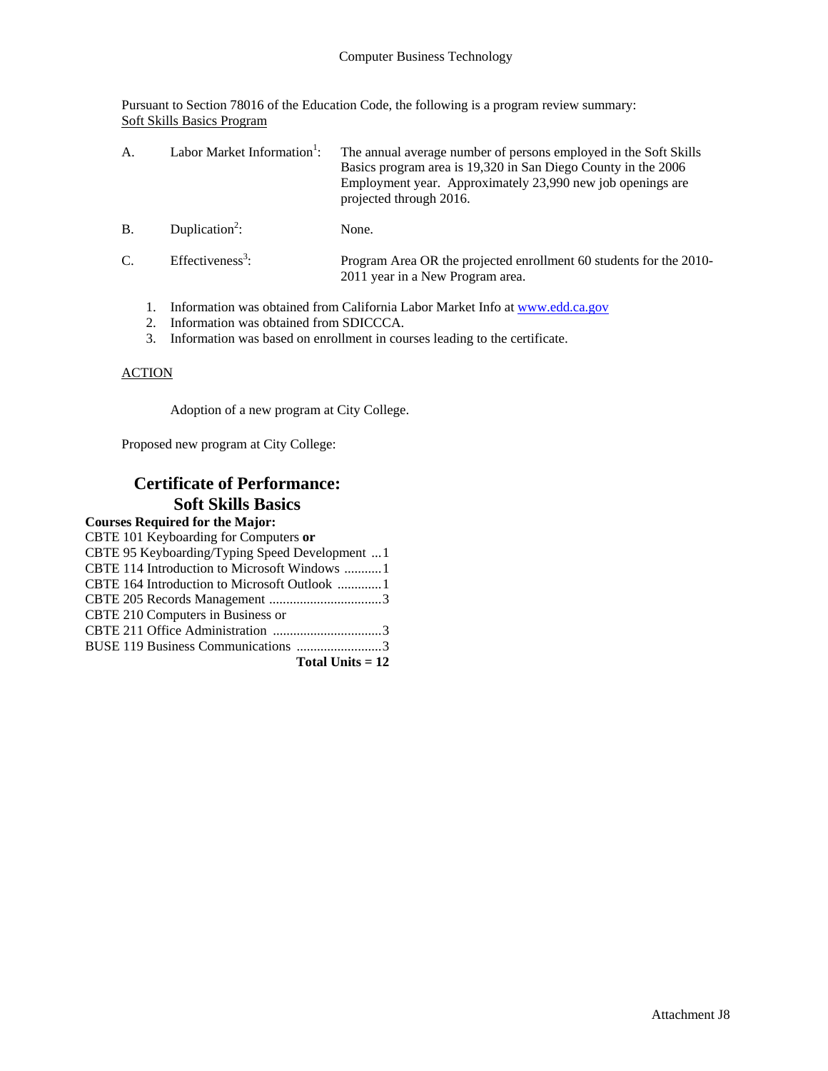Computer Business Technology

Pursuant to Section 78016 of the Education Code, the following is a program review summary:
Soft Skills Basics Program

A. Labor Market Information[1]: The annual average number of persons employed in the Soft Skills Basics program area is 19,320 in San Diego County in the 2006 Employment year. Approximately 23,990 new job openings are projected through 2016.

B. Duplication[2]: None.

C. Effectiveness[3]: Program Area OR the projected enrollment 60 students for the 2010-2011 year in a New Program area.

1. Information was obtained from California Labor Market Info at www.edd.ca.gov
2. Information was obtained from SDICCCA.
3. Information was based on enrollment in courses leading to the certificate.

ACTION

Adoption of a new program at City College.

Proposed new program at City College:

## Certificate of Performance: Soft Skills Basics

**Courses Required for the Major:**

CBTE 101 Keyboarding for Computers **or**
CBTE 95 Keyboarding/Typing Speed Development ... 1
CBTE 114 Introduction to Microsoft Windows ........... 1
CBTE 164 Introduction to Microsoft Outlook ............. 1
CBTE 205 Records Management ................................. 3
CBTE 210 Computers in Business or
CBTE 211 Office Administration ................................ 3
BUSE 119 Business Communications ......................... 3
**Total Units = 12**

Attachment J8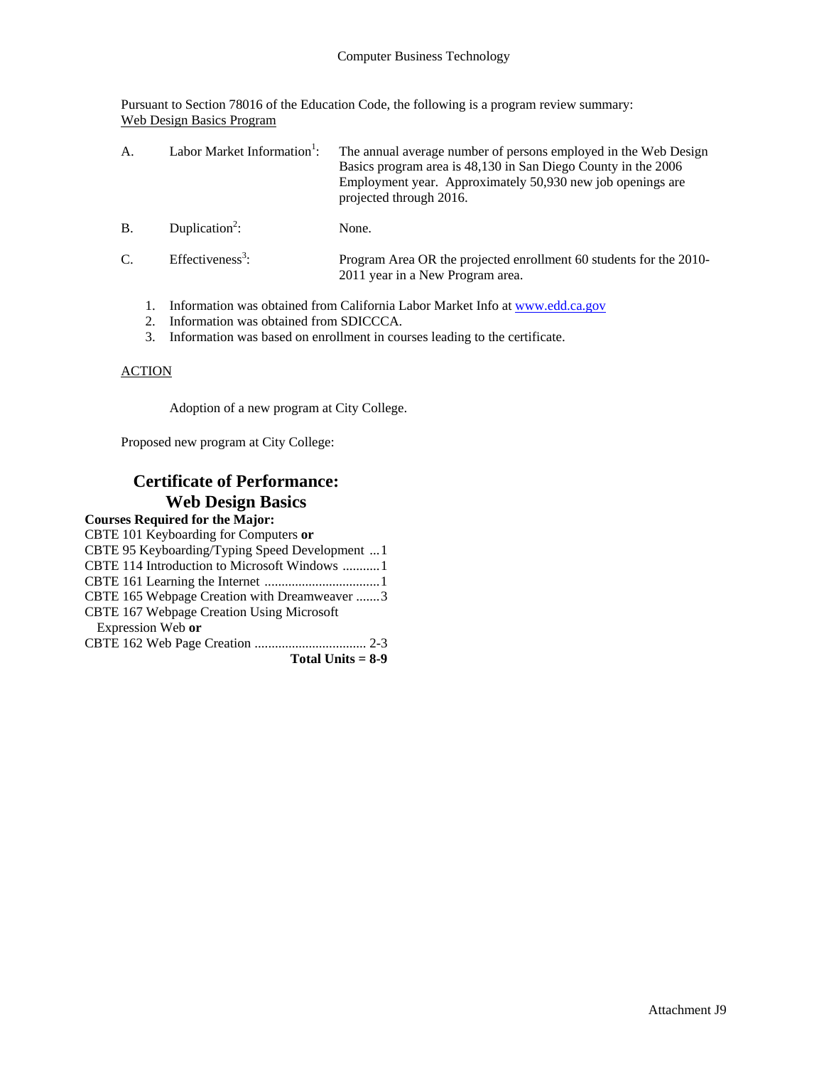Pursuant to Section 78016 of the Education Code, the following is a program review summary:
Web Design Basics Program

| | | |
|---|---|---|
| A. | Labor Market Information[1]: | The annual average number of persons employed in the Web Design Basics program area is 48,130 in San Diego County in the 2006 Employment year. Approximately 50,930 new job openings are projected through 2016. |
| B. | Duplication[2]: | None. |
| C. | Effectiveness[3]: | Program Area OR the projected enrollment 60 students for the 2010-2011 year in a New Program area. |

1. Information was obtained from California Labor Market Info at www.edd.ca.gov
2. Information was obtained from SDICCCA.
3. Information was based on enrollment in courses leading to the certificate.

ACTION

Adoption of a new program at City College.

Proposed new program at City College:

## Certificate of Performance: Web Design Basics

**Courses Required for the Major:**

CBTE 101 Keyboarding for Computers **or**
CBTE 95 Keyboarding/Typing Speed Development ... 1
CBTE 114 Introduction to Microsoft Windows ........... 1
CBTE 161 Learning the Internet .................................. 1
CBTE 165 Webpage Creation with Dreamweaver ....... 3
CBTE 167 Webpage Creation Using Microsoft Expression Web **or**
CBTE 162 Web Page Creation ................................. 2-3

**Total Units = 8-9**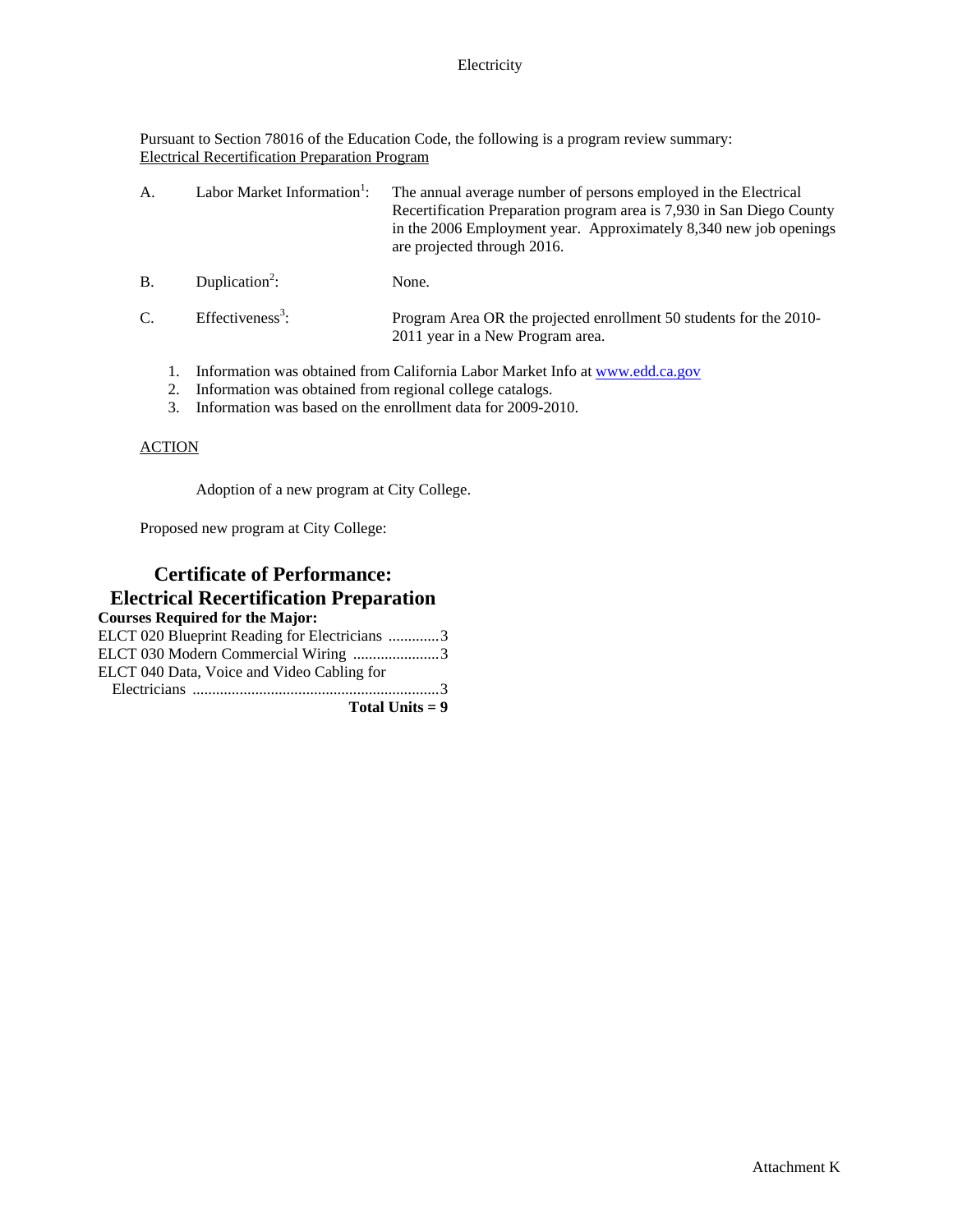Electricity

Pursuant to Section 78016 of the Education Code, the following is a program review summary:
Electrical Recertification Preparation Program

A. Labor Market Information[1]: The annual average number of persons employed in the Electrical Recertification Preparation program area is 7,930 in San Diego County in the 2006 Employment year. Approximately 8,340 new job openings are projected through 2016.

B. Duplication[2]: None.

C. Effectiveness[3]: Program Area OR the projected enrollment 50 students for the 2010-2011 year in a New Program area.

1. Information was obtained from California Labor Market Info at www.edd.ca.gov
2. Information was obtained from regional college catalogs.
3. Information was based on the enrollment data for 2009-2010.

ACTION

Adoption of a new program at City College.

Proposed new program at City College:

## Certificate of Performance: Electrical Recertification Preparation

**Courses Required for the Major:**

ELCT 020 Blueprint Reading for Electricians .............3
ELCT 030 Modern Commercial Wiring ......................3
ELCT 040 Data, Voice and Video Cabling for Electricians ...............................................................3
**Total Units = 9**

Attachment K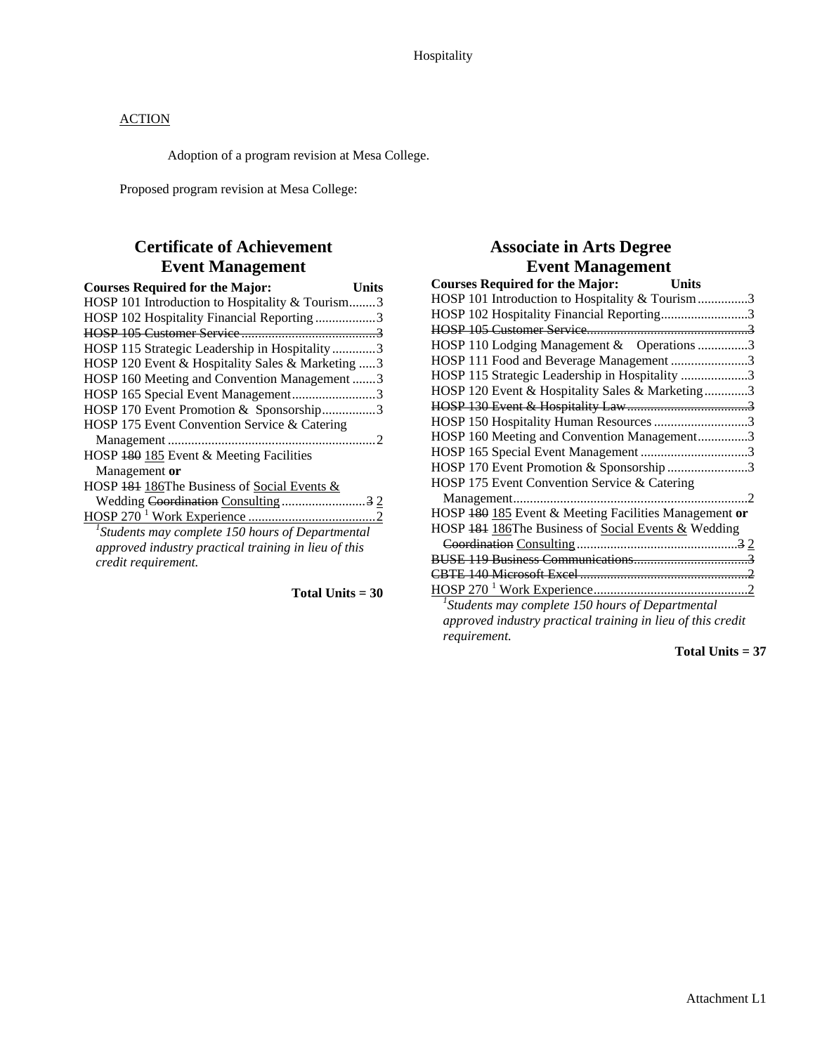ACTION

Adoption of a program revision at Mesa College.

Proposed program revision at Mesa College:

## Certificate of Achievement
## Event Management

| Courses Required for the Major: | Units |
|---|---|
| HOSP 101 Introduction to Hospitality & Tourism | 3 |
| HOSP 102 Hospitality Financial Reporting | 3 |
| ~~HOSP 105 Customer Service~~ | ~~3~~ |
| HOSP 115 Strategic Leadership in Hospitality | 3 |
| HOSP 120 Event & Hospitality Sales & Marketing | 3 |
| HOSP 160 Meeting and Convention Management | 3 |
| HOSP 165 Special Event Management | 3 |
| HOSP 170 Event Promotion & Sponsorship | 3 |
| HOSP 175 Event Convention Service & Catering Management | 2 |
| HOSP ~~180~~ <u>185</u> Event & Meeting Facilities Management **or** | |
| HOSP ~~181~~ <u>186</u>The Business of <u>Social Events &</u> Wedding ~~Coordination~~ <u>Consulting</u> | ~~3~~ <u>2</u> |
| <u>HOSP 270 [1] Work Experience</u> | <u>2</u> |

*[1]Students may complete 150 hours of Departmental approved industry practical training in lieu of this credit requirement.*

**Total Units = 30**

## Associate in Arts Degree
## Event Management

| Courses Required for the Major: | Units |
|---|---|
| HOSP 101 Introduction to Hospitality & Tourism | 3 |
| HOSP 102 Hospitality Financial Reporting | 3 |
| ~~HOSP 105 Customer Service~~ | ~~3~~ |
| HOSP 110 Lodging Management & Operations | 3 |
| HOSP 111 Food and Beverage Management | 3 |
| HOSP 115 Strategic Leadership in Hospitality | 3 |
| HOSP 120 Event & Hospitality Sales & Marketing | 3 |
| ~~HOSP 130 Event & Hospitality Law~~ | ~~3~~ |
| HOSP 150 Hospitality Human Resources | 3 |
| HOSP 160 Meeting and Convention Management | 3 |
| HOSP 165 Special Event Management | 3 |
| HOSP 170 Event Promotion & Sponsorship | 3 |
| HOSP 175 Event Convention Service & Catering Management | 2 |
| HOSP ~~180~~ <u>185</u> Event & Meeting Facilities Management **or** | |
| HOSP ~~181~~ <u>186</u>The Business of <u>Social Events &</u> Wedding ~~Coordination~~ <u>Consulting</u> | ~~3~~ <u>2</u> |
| ~~BUSE 119 Business Communications~~ | ~~3~~ |
| ~~CBTE 140 Microsoft Excel~~ | ~~2~~ |
| <u>HOSP 270 [1] Work Experience</u> | <u>2</u> |

*[1]Students may complete 150 hours of Departmental approved industry practical training in lieu of this credit requirement.*

**Total Units = 37**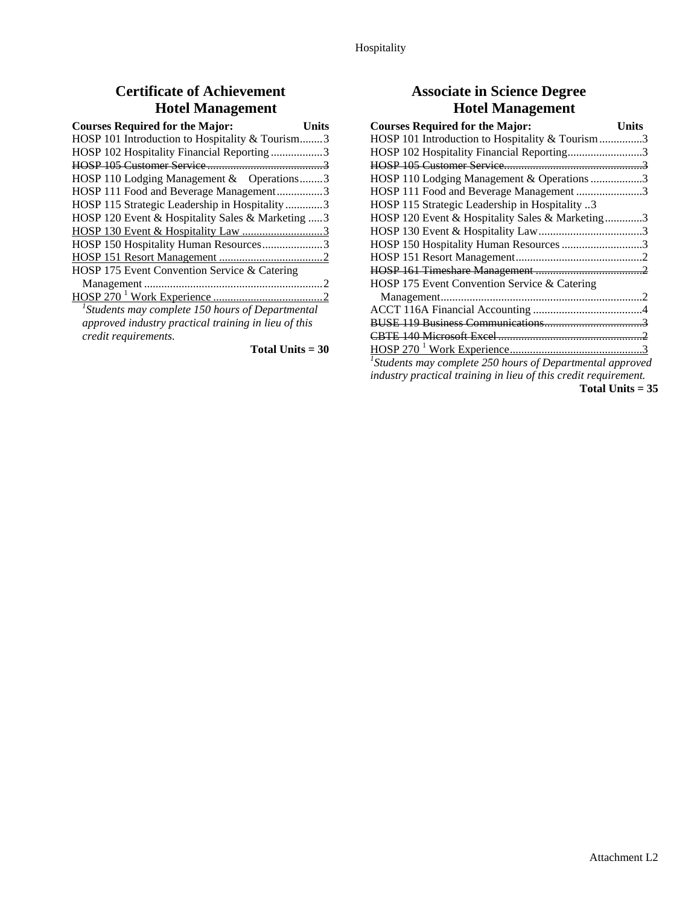## Certificate of Achievement
## Hotel Management

| Courses Required for the Major: | Units |
|---|---|
| HOSP 101 Introduction to Hospitality & Tourism | 3 |
| HOSP 102 Hospitality Financial Reporting | 3 |
| ~~HOSP 105 Customer Service~~ | ~~3~~ |
| HOSP 110 Lodging Management & Operations | 3 |
| HOSP 111 Food and Beverage Management | 3 |
| HOSP 115 Strategic Leadership in Hospitality | 3 |
| HOSP 120 Event & Hospitality Sales & Marketing | 3 |
| <u>HOSP 130 Event & Hospitality Law</u> | <u>3</u> |
| HOSP 150 Hospitality Human Resources | 3 |
| <u>HOSP 151 Resort Management</u> | <u>2</u> |
| HOSP 175 Event Convention Service & Catering Management | 2 |
| <u>HOSP 270 [1] Work Experience</u> | <u>2</u> |

*[1]Students may complete 150 hours of Departmental approved industry practical training in lieu of this credit requirements.*

**Total Units = 30**

## Associate in Science Degree
## Hotel Management

| Courses Required for the Major: | Units |
|---|---|
| HOSP 101 Introduction to Hospitality & Tourism | 3 |
| HOSP 102 Hospitality Financial Reporting | 3 |
| ~~HOSP 105 Customer Service~~ | ~~3~~ |
| HOSP 110 Lodging Management & Operations | 3 |
| HOSP 111 Food and Beverage Management | 3 |
| HOSP 115 Strategic Leadership in Hospitality | 3 |
| HOSP 120 Event & Hospitality Sales & Marketing | 3 |
| HOSP 130 Event & Hospitality Law | 3 |
| HOSP 150 Hospitality Human Resources | 3 |
| HOSP 151 Resort Management | 2 |
| ~~HOSP 161 Timeshare Management~~ | ~~2~~ |
| HOSP 175 Event Convention Service & Catering Management | 2 |
| ACCT 116A Financial Accounting | 4 |
| ~~BUSE 119 Business Communications~~ | ~~3~~ |
| ~~CBTE 140 Microsoft Excel~~ | ~~2~~ |
| <u>HOSP 270 [1] Work Experience</u> | <u>3</u> |

*[1]Students may complete 250 hours of Departmental approved industry practical training in lieu of this credit requirement.*

**Total Units = 35**

Attachment L2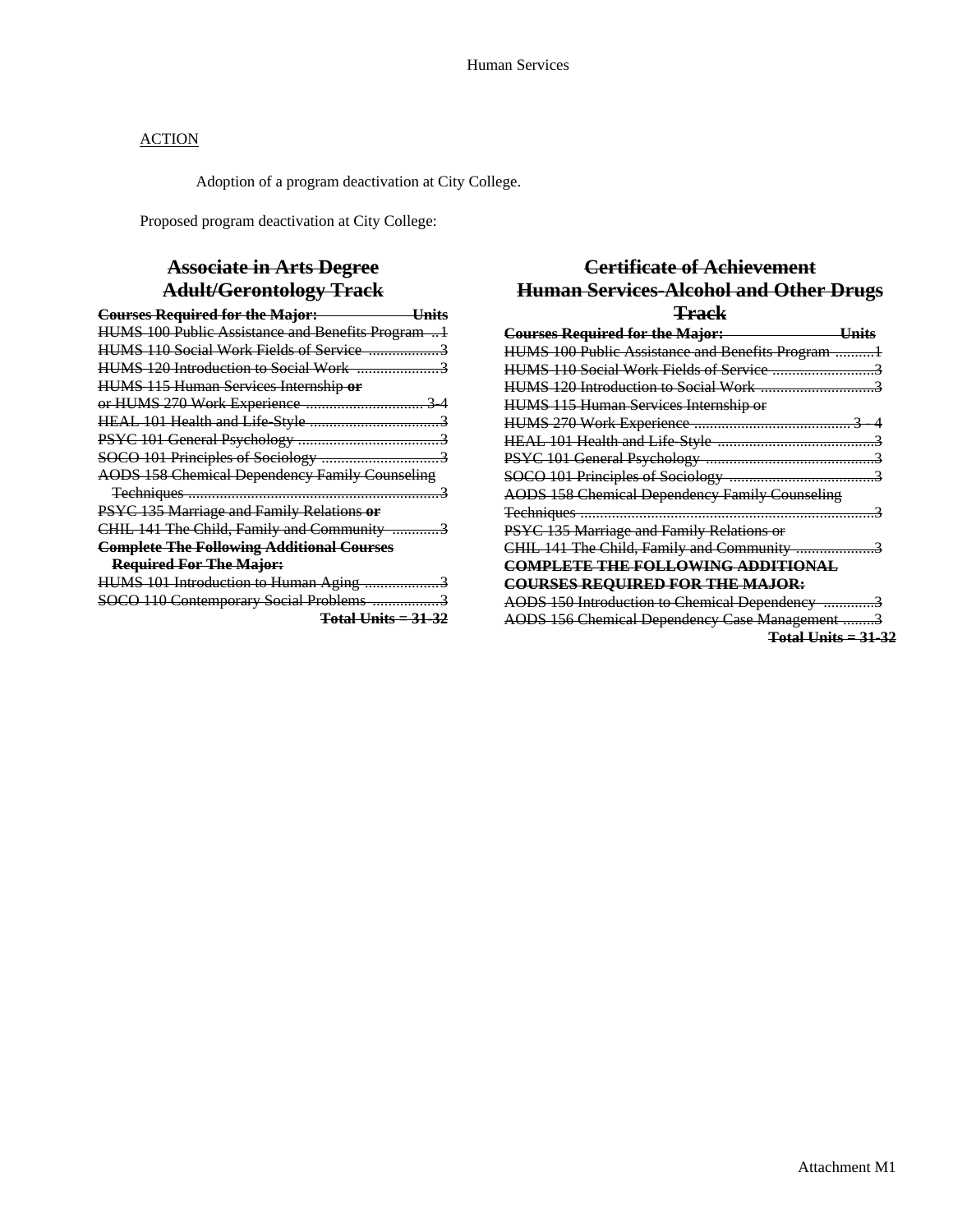ACTION

Adoption of a program deactivation at City College.

Proposed program deactivation at City College:

## ~~Associate in Arts Degree Adult/Gerontology Track~~

| ~~**Courses Required for the Major:**~~ | ~~**Units**~~ |
|---|---|
| ~~HUMS 100 Public Assistance and Benefits Program~~ | ~~1~~ |
| ~~HUMS 110 Social Work Fields of Service~~ | ~~3~~ |
| ~~HUMS 120 Introduction to Social Work~~ | ~~3~~ |
| ~~HUMS 115 Human Services Internship **or** or HUMS 270 Work Experience~~ | ~~3-4~~ |
| ~~HEAL 101 Health and Life-Style~~ | ~~3~~ |
| ~~PSYC 101 General Psychology~~ | ~~3~~ |
| ~~SOCO 101 Principles of Sociology~~ | ~~3~~ |
| ~~AODS 158 Chemical Dependency Family Counseling Techniques~~ | ~~3~~ |
| ~~PSYC 135 Marriage and Family Relations **or** CHIL 141 The Child, Family and Community~~ | ~~3~~ |
| ~~**Complete The Following Additional Courses Required For The Major:**~~ | |
| ~~HUMS 101 Introduction to Human Aging~~ | ~~3~~ |
| ~~SOCO 110 Contemporary Social Problems~~ | ~~3~~ |
| | ~~**Total Units = 31-32**~~ |

## ~~Certificate of Achievement Human Services-Alcohol and Other Drugs Track~~

| ~~**Courses Required for the Major:**~~ | ~~**Units**~~ |
|---|---|
| ~~HUMS 100 Public Assistance and Benefits Program~~ | ~~1~~ |
| ~~HUMS 110 Social Work Fields of Service~~ | ~~3~~ |
| ~~HUMS 120 Introduction to Social Work~~ | ~~3~~ |
| ~~HUMS 115 Human Services Internship or HUMS 270 Work Experience~~ | ~~3 - 4~~ |
| ~~HEAL 101 Health and Life-Style~~ | ~~3~~ |
| ~~PSYC 101 General Psychology~~ | ~~3~~ |
| ~~SOCO 101 Principles of Sociology~~ | ~~3~~ |
| ~~AODS 158 Chemical Dependency Family Counseling Techniques~~ | ~~3~~ |
| ~~PSYC 135 Marriage and Family Relations or CHIL 141 The Child, Family and Community~~ | ~~3~~ |
| ~~**COMPLETE THE FOLLOWING ADDITIONAL COURSES REQUIRED FOR THE MAJOR:**~~ | |
| ~~AODS 150 Introduction to Chemical Dependency~~ | ~~3~~ |
| ~~AODS 156 Chemical Dependency Case Management~~ | ~~3~~ |
| | ~~**Total Units = 31-32**~~ |

Attachment M1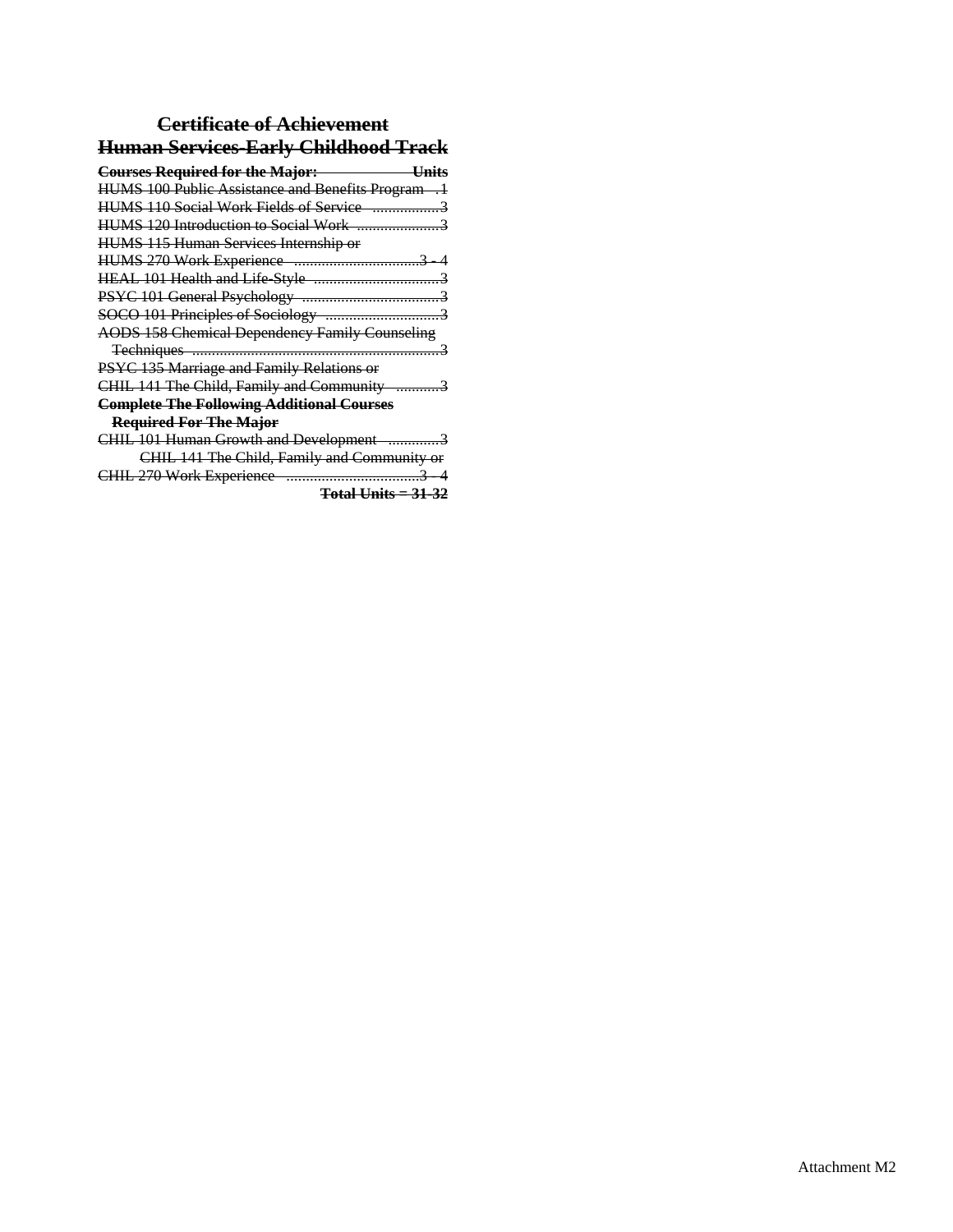# ~~Certificate of Achievement~~
## ~~Human Services-Early Childhood Track~~

| ~~**Courses Required for the Major:**~~ | ~~**Units**~~ |
|---|---|
| ~~HUMS 100 Public Assistance and Benefits Program~~ | ~~1~~ |
| ~~HUMS 110 Social Work Fields of Service~~ | ~~3~~ |
| ~~HUMS 120 Introduction to Social Work~~ | ~~3~~ |
| ~~HUMS 115 Human Services Internship or HUMS 270 Work Experience~~ | ~~3 - 4~~ |
| ~~HEAL 101 Health and Life-Style~~ | ~~3~~ |
| ~~PSYC 101 General Psychology~~ | ~~3~~ |
| ~~SOCO 101 Principles of Sociology~~ | ~~3~~ |
| ~~AODS 158 Chemical Dependency Family Counseling Techniques~~ | ~~3~~ |
| ~~PSYC 135 Marriage and Family Relations or CHIL 141 The Child, Family and Community~~ | ~~3~~ |
| ~~**Complete The Following Additional Courses Required For The Major**~~ | |
| ~~CHIL 101 Human Growth and Development~~ | ~~3~~ |
| ~~CHIL 141 The Child, Family and Community or CHIL 270 Work Experience~~ | ~~3 - 4~~ |
| | ~~**Total Units = 31-32**~~ |

Attachment M2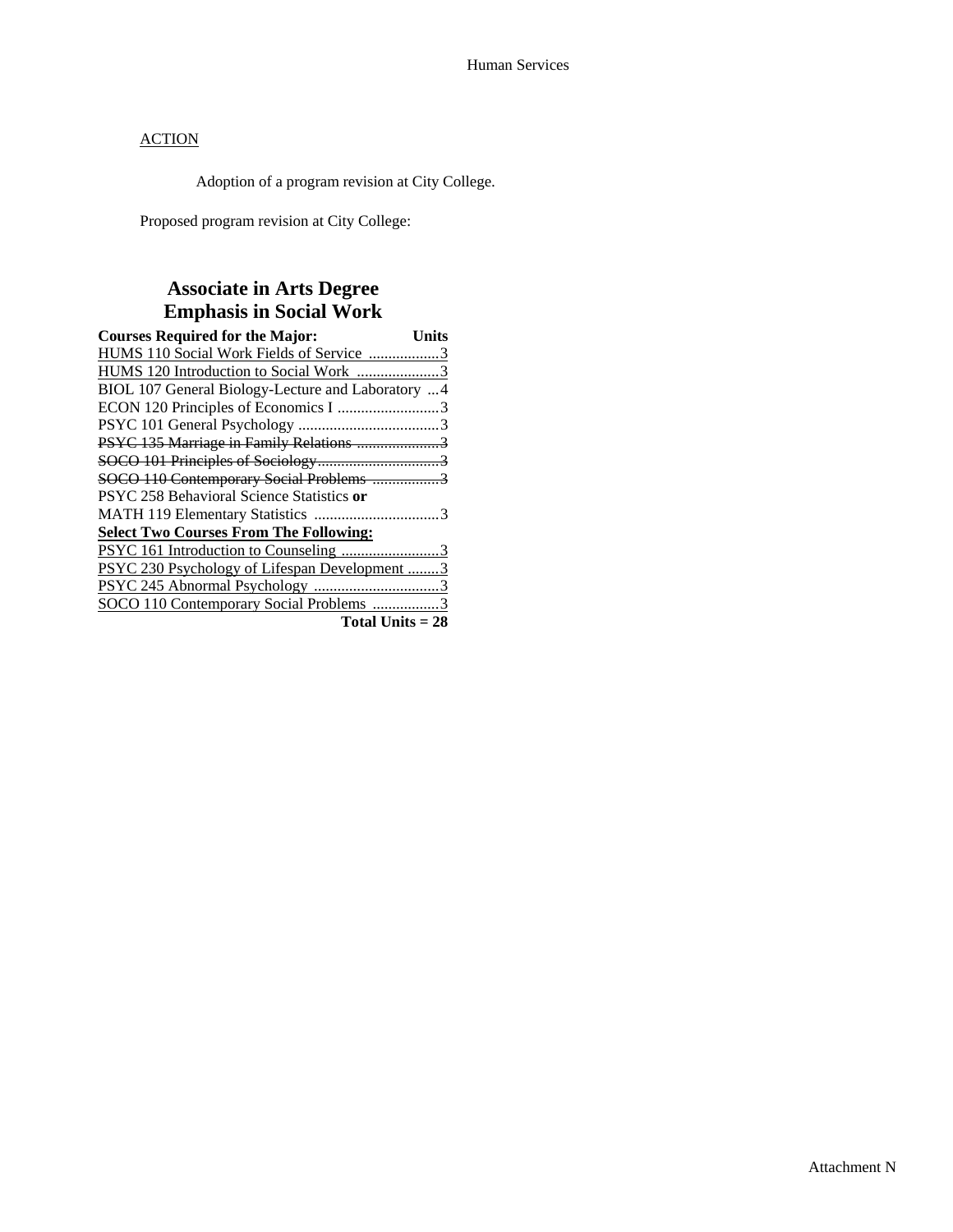Human Services

ACTION

Adoption of a program revision at City College.

Proposed program revision at City College:

## Associate in Arts Degree
## Emphasis in Social Work

| Courses Required for the Major: | Units |
|---|---|
| <u>HUMS 110 Social Work Fields of Service</u> | <u>3</u> |
| <u>HUMS 120 Introduction to Social Work</u> | <u>3</u> |
| BIOL 107 General Biology-Lecture and Laboratory | 4 |
| ECON 120 Principles of Economics I | 3 |
| PSYC 101 General Psychology | 3 |
| ~~PSYC 135 Marriage in Family Relations~~ | ~~3~~ |
| ~~SOCO 101 Principles of Sociology~~ | ~~3~~ |
| ~~SOCO 110 Contemporary Social Problems~~ | ~~3~~ |
| PSYC 258 Behavioral Science Statistics **or** MATH 119 Elementary Statistics | 3 |
| **<u>Select Two Courses From The Following:</u>** | |
| <u>PSYC 161 Introduction to Counseling</u> | <u>3</u> |
| <u>PSYC 230 Psychology of Lifespan Development</u> | <u>3</u> |
| <u>PSYC 245 Abnormal Psychology</u> | <u>3</u> |
| <u>SOCO 110 Contemporary Social Problems</u> | <u>3</u> |
| | **Total Units = 28** |

Attachment N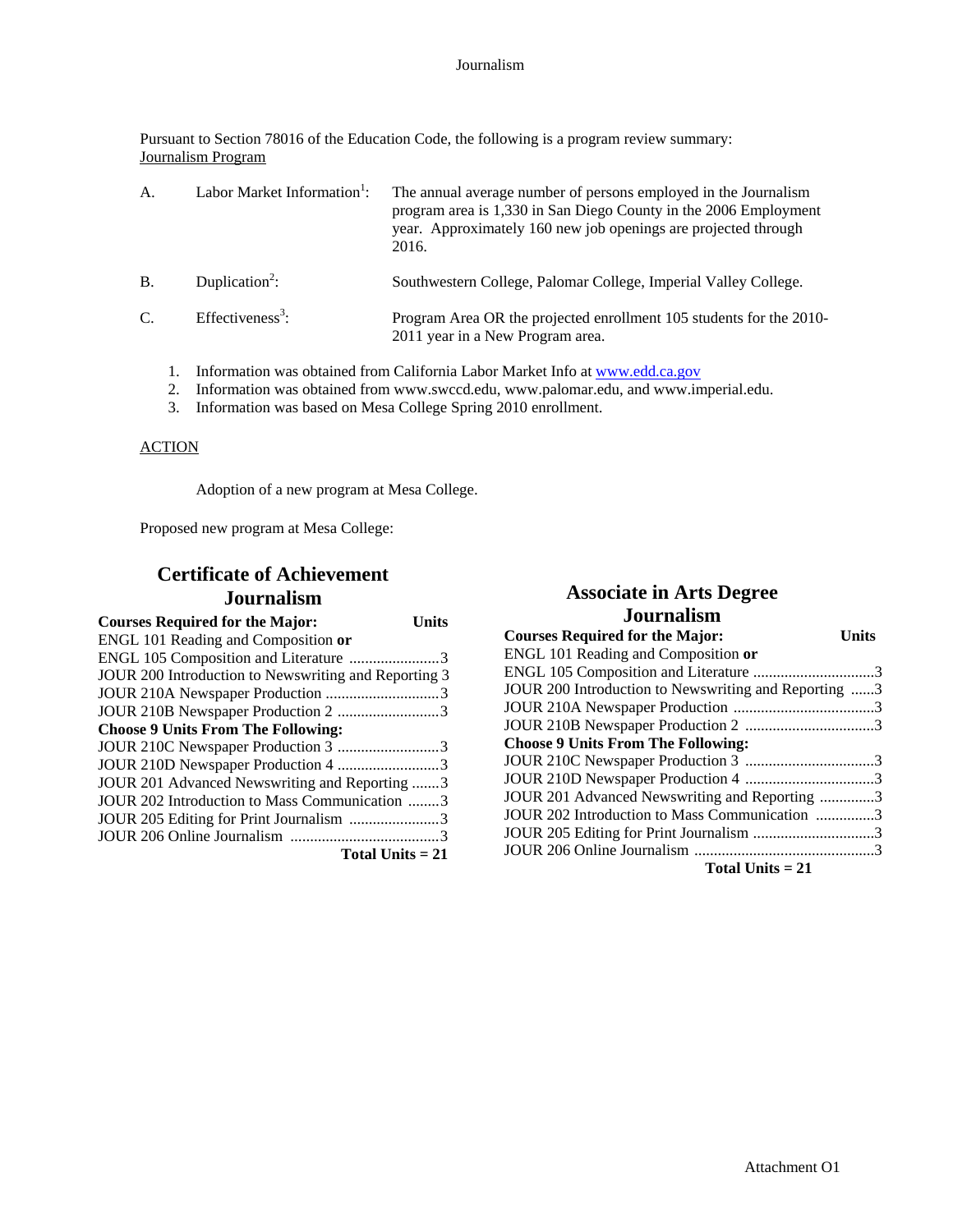Pursuant to Section 78016 of the Education Code, the following is a program review summary:
Journalism Program

| | | |
|---|---|---|
| A. | Labor Market Information[1]: | The annual average number of persons employed in the Journalism program area is 1,330 in San Diego County in the 2006 Employment year. Approximately 160 new job openings are projected through 2016. |
| B. | Duplication[2]: | Southwestern College, Palomar College, Imperial Valley College. |
| C. | Effectiveness[3]: | Program Area OR the projected enrollment 105 students for the 2010-2011 year in a New Program area. |

1. Information was obtained from California Labor Market Info at www.edd.ca.gov
2. Information was obtained from www.swccd.edu, www.palomar.edu, and www.imperial.edu.
3. Information was based on Mesa College Spring 2010 enrollment.

ACTION

Adoption of a new program at Mesa College.

Proposed new program at Mesa College:

## Certificate of Achievement Journalism

| Courses Required for the Major: | Units |
|---|---|
| ENGL 101 Reading and Composition **or** | |
| ENGL 105 Composition and Literature | 3 |
| JOUR 200 Introduction to Newswriting and Reporting | 3 |
| JOUR 210A Newspaper Production | 3 |
| JOUR 210B Newspaper Production 2 | 3 |
| **Choose 9 Units From The Following:** | |
| JOUR 210C Newspaper Production 3 | 3 |
| JOUR 210D Newspaper Production 4 | 3 |
| JOUR 201 Advanced Newswriting and Reporting | 3 |
| JOUR 202 Introduction to Mass Communication | 3 |
| JOUR 205 Editing for Print Journalism | 3 |
| JOUR 206 Online Journalism | 3 |
| **Total Units = 21** | |

## Associate in Arts Degree Journalism

| Courses Required for the Major: | Units |
|---|---|
| ENGL 101 Reading and Composition **or** | |
| ENGL 105 Composition and Literature | 3 |
| JOUR 200 Introduction to Newswriting and Reporting | 3 |
| JOUR 210A Newspaper Production | 3 |
| JOUR 210B Newspaper Production 2 | 3 |
| **Choose 9 Units From The Following:** | |
| JOUR 210C Newspaper Production 3 | 3 |
| JOUR 210D Newspaper Production 4 | 3 |
| JOUR 201 Advanced Newswriting and Reporting | 3 |
| JOUR 202 Introduction to Mass Communication | 3 |
| JOUR 205 Editing for Print Journalism | 3 |
| JOUR 206 Online Journalism | 3 |
| **Total Units = 21** | |

Attachment O1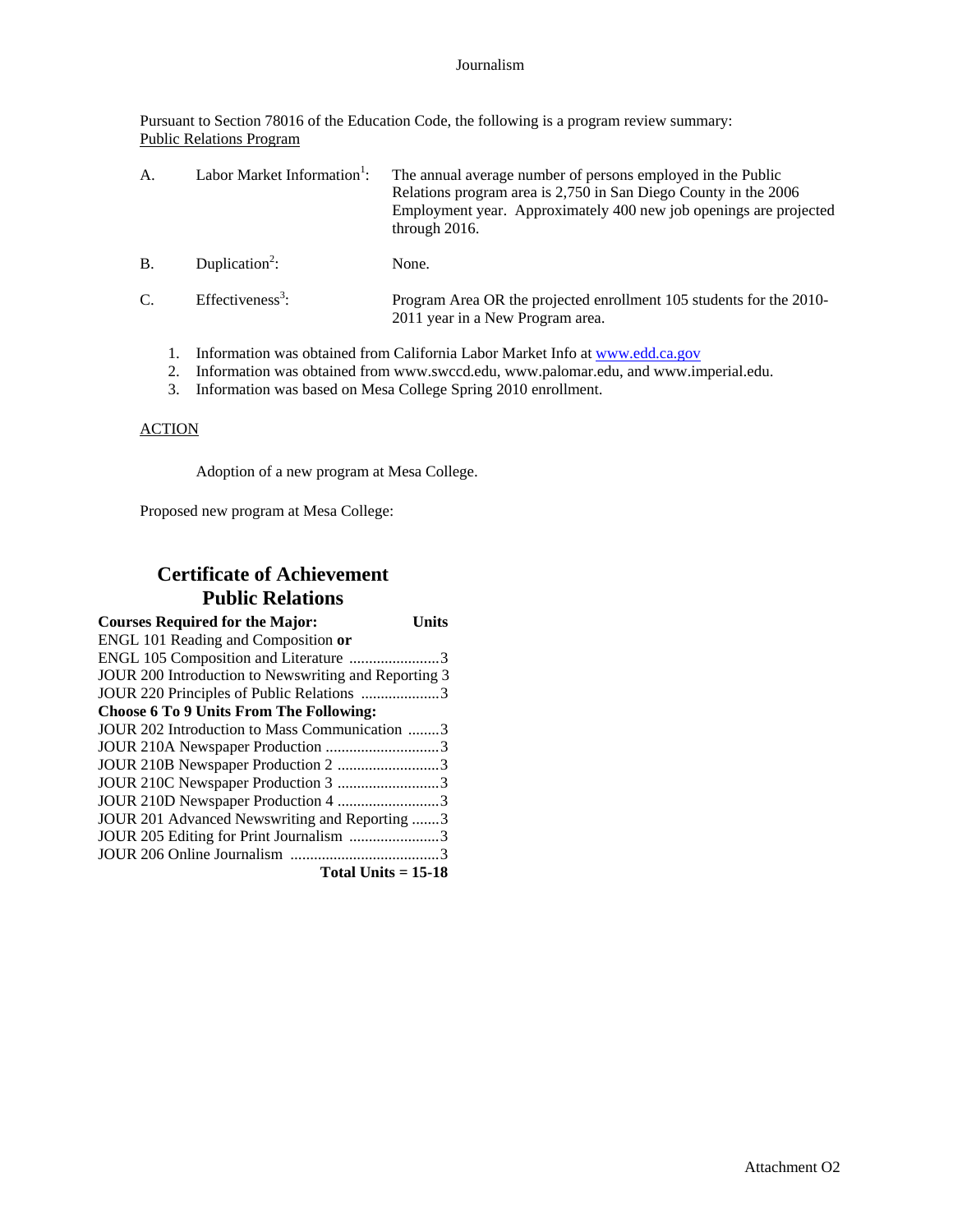Journalism

Pursuant to Section 78016 of the Education Code, the following is a program review summary:
Public Relations Program

A. Labor Market Information[1]: The annual average number of persons employed in the Public Relations program area is 2,750 in San Diego County in the 2006 Employment year. Approximately 400 new job openings are projected through 2016.

B. Duplication[2]: None.

C. Effectiveness[3]: Program Area OR the projected enrollment 105 students for the 2010-2011 year in a New Program area.

1. Information was obtained from California Labor Market Info at www.edd.ca.gov
2. Information was obtained from www.swccd.edu, www.palomar.edu, and www.imperial.edu.
3. Information was based on Mesa College Spring 2010 enrollment.

ACTION

Adoption of a new program at Mesa College.

Proposed new program at Mesa College:

## Certificate of Achievement
## Public Relations

| **Courses Required for the Major:** | **Units** |
|---|---|
| ENGL 101 Reading and Composition **or** | |
| ENGL 105 Composition and Literature | 3 |
| JOUR 200 Introduction to Newswriting and Reporting | 3 |
| JOUR 220 Principles of Public Relations | 3 |
| **Choose 6 To 9 Units From The Following:** | |
| JOUR 202 Introduction to Mass Communication | 3 |
| JOUR 210A Newspaper Production | 3 |
| JOUR 210B Newspaper Production 2 | 3 |
| JOUR 210C Newspaper Production 3 | 3 |
| JOUR 210D Newspaper Production 4 | 3 |
| JOUR 201 Advanced Newswriting and Reporting | 3 |
| JOUR 205 Editing for Print Journalism | 3 |
| JOUR 206 Online Journalism | 3 |
| | **Total Units = 15-18** |

Attachment O2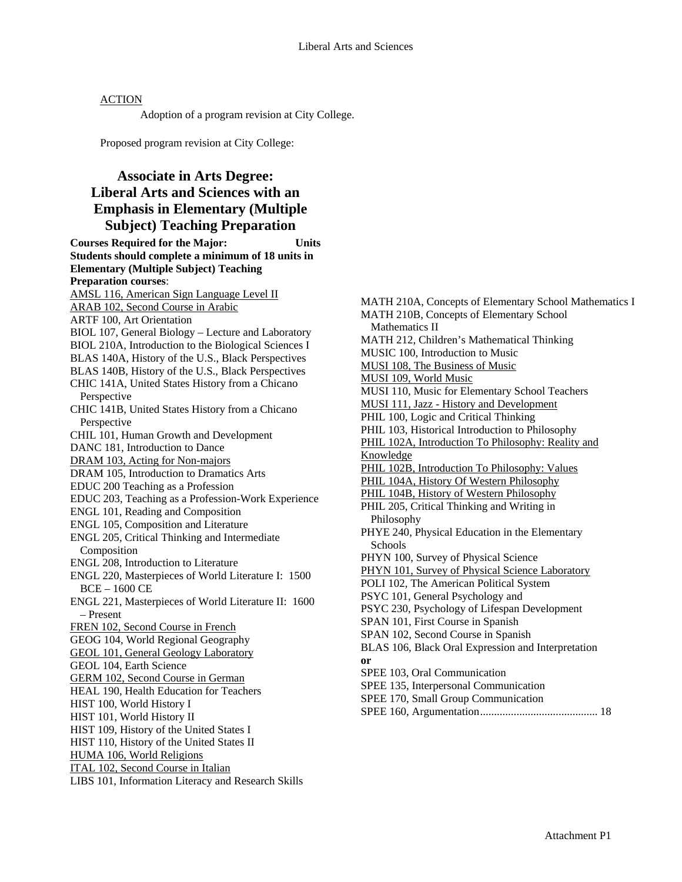ACTION

Adoption of a program revision at City College.

Proposed program revision at City College:

## Associate in Arts Degree: Liberal Arts and Sciences with an Emphasis in Elementary (Multiple Subject) Teaching Preparation

**Courses Required for the Major:** **Units**

**Students should complete a minimum of 18 units in Elementary (Multiple Subject) Teaching Preparation courses**:

AMSL 116, American Sign Language Level II
ARAB 102, Second Course in Arabic
ARTF 100, Art Orientation
BIOL 107, General Biology – Lecture and Laboratory
BIOL 210A, Introduction to the Biological Sciences I
BLAS 140A, History of the U.S., Black Perspectives
BLAS 140B, History of the U.S., Black Perspectives
CHIC 141A, United States History from a Chicano Perspective
CHIC 141B, United States History from a Chicano Perspective
CHIL 101, Human Growth and Development
DANC 181, Introduction to Dance
DRAM 103, Acting for Non-majors
DRAM 105, Introduction to Dramatics Arts
EDUC 200 Teaching as a Profession
EDUC 203, Teaching as a Profession-Work Experience
ENGL 101, Reading and Composition
ENGL 105, Composition and Literature
ENGL 205, Critical Thinking and Intermediate Composition
ENGL 208, Introduction to Literature
ENGL 220, Masterpieces of World Literature I: 1500 BCE – 1600 CE
ENGL 221, Masterpieces of World Literature II: 1600 – Present
FREN 102, Second Course in French
GEOG 104, World Regional Geography
GEOL 101, General Geology Laboratory
GEOL 104, Earth Science
GERM 102, Second Course in German
HEAL 190, Health Education for Teachers
HIST 100, World History I
HIST 101, World History II
HIST 109, History of the United States I
HIST 110, History of the United States II
HUMA 106, World Religions
ITAL 102, Second Course in Italian
LIBS 101, Information Literacy and Research Skills
MATH 210A, Concepts of Elementary School Mathematics I
MATH 210B, Concepts of Elementary School Mathematics II
MATH 212, Children's Mathematical Thinking
MUSIC 100, Introduction to Music
MUSI 108, The Business of Music
MUSI 109, World Music
MUSI 110, Music for Elementary School Teachers
MUSI 111, Jazz - History and Development
PHIL 100, Logic and Critical Thinking
PHIL 103, Historical Introduction to Philosophy
PHIL 102A, Introduction To Philosophy: Reality and Knowledge
PHIL 102B, Introduction To Philosophy: Values
PHIL 104A, History Of Western Philosophy
PHIL 104B, History of Western Philosophy
PHIL 205, Critical Thinking and Writing in Philosophy
PHYE 240, Physical Education in the Elementary Schools
PHYN 100, Survey of Physical Science
PHYN 101, Survey of Physical Science Laboratory
POLI 102, The American Political System
PSYC 101, General Psychology and
PSYC 230, Psychology of Lifespan Development
SPAN 101, First Course in Spanish
SPAN 102, Second Course in Spanish
BLAS 106, Black Oral Expression and Interpretation
**or**
SPEE 103, Oral Communication
SPEE 135, Interpersonal Communication
SPEE 170, Small Group Communication
SPEE 160, Argumentation.......................................... 18

Attachment P1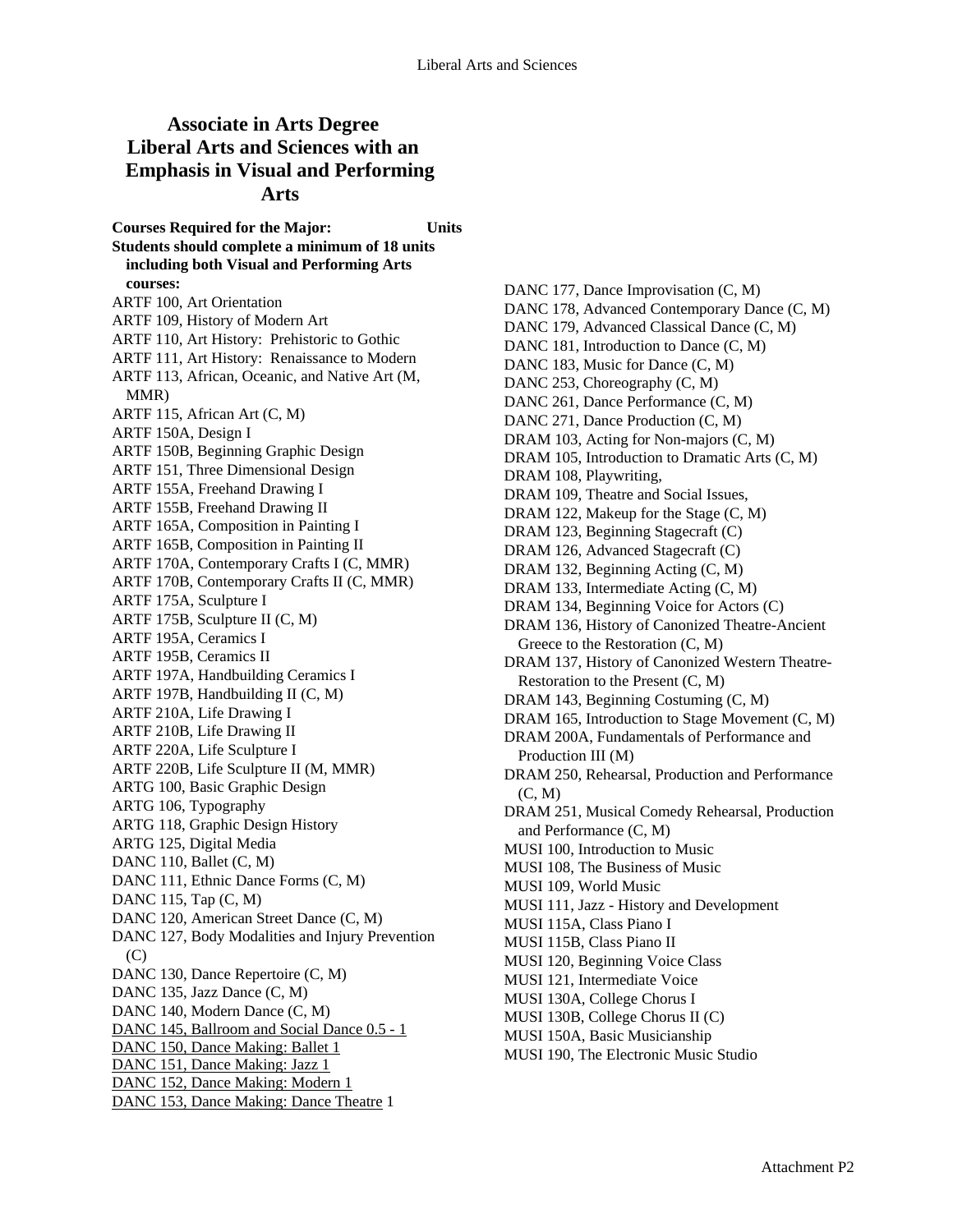# Associate in Arts Degree Liberal Arts and Sciences with an Emphasis in Visual and Performing Arts

**Courses Required for the Major:** **Units**

**Students should complete a minimum of 18 units including both Visual and Performing Arts courses:**

ARTF 100, Art Orientation
ARTF 109, History of Modern Art
ARTF 110, Art History: Prehistoric to Gothic
ARTF 111, Art History: Renaissance to Modern
ARTF 113, African, Oceanic, and Native Art (M, MMR)
ARTF 115, African Art (C, M)
ARTF 150A, Design I
ARTF 150B, Beginning Graphic Design
ARTF 151, Three Dimensional Design
ARTF 155A, Freehand Drawing I
ARTF 155B, Freehand Drawing II
ARTF 165A, Composition in Painting I
ARTF 165B, Composition in Painting II
ARTF 170A, Contemporary Crafts I (C, MMR)
ARTF 170B, Contemporary Crafts II (C, MMR)
ARTF 175A, Sculpture I
ARTF 175B, Sculpture II (C, M)
ARTF 195A, Ceramics I
ARTF 195B, Ceramics II
ARTF 197A, Handbuilding Ceramics I
ARTF 197B, Handbuilding II (C, M)
ARTF 210A, Life Drawing I
ARTF 210B, Life Drawing II
ARTF 220A, Life Sculpture I
ARTF 220B, Life Sculpture II (M, MMR)
ARTG 100, Basic Graphic Design
ARTG 106, Typography
ARTG 118, Graphic Design History
ARTG 125, Digital Media
DANC 110, Ballet (C, M)
DANC 111, Ethnic Dance Forms (C, M)
DANC 115, Tap (C, M)
DANC 120, American Street Dance (C, M)
DANC 127, Body Modalities and Injury Prevention (C)
DANC 130, Dance Repertoire (C, M)
DANC 135, Jazz Dance (C, M)
DANC 140, Modern Dance (C, M)
<u>DANC 145, Ballroom and Social Dance 0.5 - 1</u>
<u>DANC 150, Dance Making: Ballet 1</u>
<u>DANC 151, Dance Making: Jazz 1</u>
<u>DANC 152, Dance Making: Modern 1</u>
<u>DANC 153, Dance Making: Dance Theatre</u> 1
DANC 177, Dance Improvisation (C, M)
DANC 178, Advanced Contemporary Dance (C, M)
DANC 179, Advanced Classical Dance (C, M)
DANC 181, Introduction to Dance (C, M)
DANC 183, Music for Dance (C, M)
DANC 253, Choreography (C, M)
DANC 261, Dance Performance (C, M)
DANC 271, Dance Production (C, M)
DRAM 103, Acting for Non-majors (C, M)
DRAM 105, Introduction to Dramatic Arts (C, M)
DRAM 108, Playwriting,
DRAM 109, Theatre and Social Issues,
DRAM 122, Makeup for the Stage (C, M)
DRAM 123, Beginning Stagecraft (C)
DRAM 126, Advanced Stagecraft (C)
DRAM 132, Beginning Acting (C, M)
DRAM 133, Intermediate Acting (C, M)
DRAM 134, Beginning Voice for Actors (C)
DRAM 136, History of Canonized Theatre-Ancient Greece to the Restoration (C, M)
DRAM 137, History of Canonized Western Theatre-Restoration to the Present (C, M)
DRAM 143, Beginning Costuming (C, M)
DRAM 165, Introduction to Stage Movement (C, M)
DRAM 200A, Fundamentals of Performance and Production III (M)
DRAM 250, Rehearsal, Production and Performance (C, M)
DRAM 251, Musical Comedy Rehearsal, Production and Performance (C, M)
MUSI 100, Introduction to Music
MUSI 108, The Business of Music
MUSI 109, World Music
MUSI 111, Jazz - History and Development
MUSI 115A, Class Piano I
MUSI 115B, Class Piano II
MUSI 120, Beginning Voice Class
MUSI 121, Intermediate Voice
MUSI 130A, College Chorus I
MUSI 130B, College Chorus II (C)
MUSI 150A, Basic Musicianship
MUSI 190, The Electronic Music Studio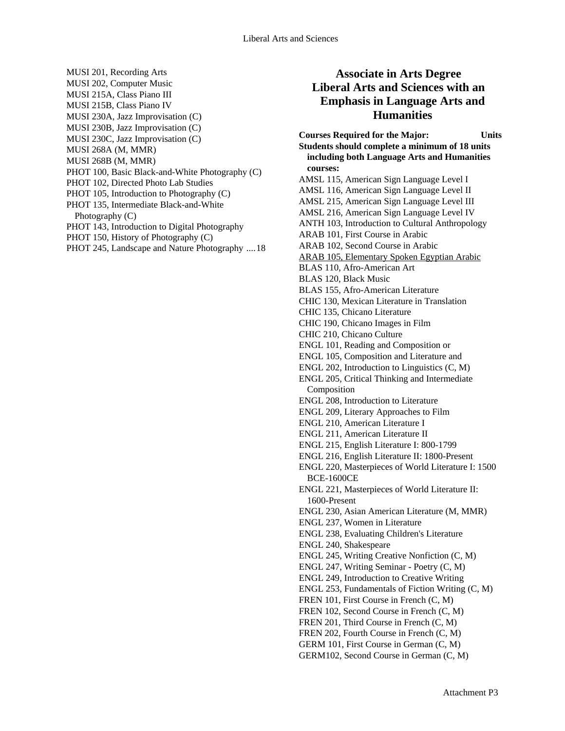MUSI 201, Recording Arts
MUSI 202, Computer Music
MUSI 215A, Class Piano III
MUSI 215B, Class Piano IV
MUSI 230A, Jazz Improvisation (C)
MUSI 230B, Jazz Improvisation (C)
MUSI 230C, Jazz Improvisation (C)
MUSI 268A (M, MMR)
MUSI 268B (M, MMR)
PHOT 100, Basic Black-and-White Photography (C)
PHOT 102, Directed Photo Lab Studies
PHOT 105, Introduction to Photography (C)
PHOT 135, Intermediate Black-and-White Photography (C)
PHOT 143, Introduction to Digital Photography
PHOT 150, History of Photography (C)
PHOT 245, Landscape and Nature Photography ....18

## Associate in Arts Degree Liberal Arts and Sciences with an Emphasis in Language Arts and Humanities

**Courses Required for the Major: Units**

**Students should complete a minimum of 18 units including both Language Arts and Humanities courses:**

AMSL 115, American Sign Language Level I
AMSL 116, American Sign Language Level II
AMSL 215, American Sign Language Level III
AMSL 216, American Sign Language Level IV
ANTH 103, Introduction to Cultural Anthropology
ARAB 101, First Course in Arabic
ARAB 102, Second Course in Arabic
<u>ARAB 105, Elementary Spoken Egyptian Arabic</u>
BLAS 110, Afro-American Art
BLAS 120, Black Music
BLAS 155, Afro-American Literature
CHIC 130, Mexican Literature in Translation
CHIC 135, Chicano Literature
CHIC 190, Chicano Images in Film
CHIC 210, Chicano Culture
ENGL 101, Reading and Composition or
ENGL 105, Composition and Literature and
ENGL 202, Introduction to Linguistics (C, M)
ENGL 205, Critical Thinking and Intermediate Composition
ENGL 208, Introduction to Literature
ENGL 209, Literary Approaches to Film
ENGL 210, American Literature I
ENGL 211, American Literature II
ENGL 215, English Literature I: 800-1799
ENGL 216, English Literature II: 1800-Present
ENGL 220, Masterpieces of World Literature I: 1500 BCE-1600CE
ENGL 221, Masterpieces of World Literature II: 1600-Present
ENGL 230, Asian American Literature (M, MMR)
ENGL 237, Women in Literature
ENGL 238, Evaluating Children's Literature
ENGL 240, Shakespeare
ENGL 245, Writing Creative Nonfiction (C, M)
ENGL 247, Writing Seminar - Poetry (C, M)
ENGL 249, Introduction to Creative Writing
ENGL 253, Fundamentals of Fiction Writing (C, M)
FREN 101, First Course in French (C, M)
FREN 102, Second Course in French (C, M)
FREN 201, Third Course in French (C, M)
FREN 202, Fourth Course in French (C, M)
GERM 101, First Course in German (C, M)
GERM102, Second Course in German (C, M)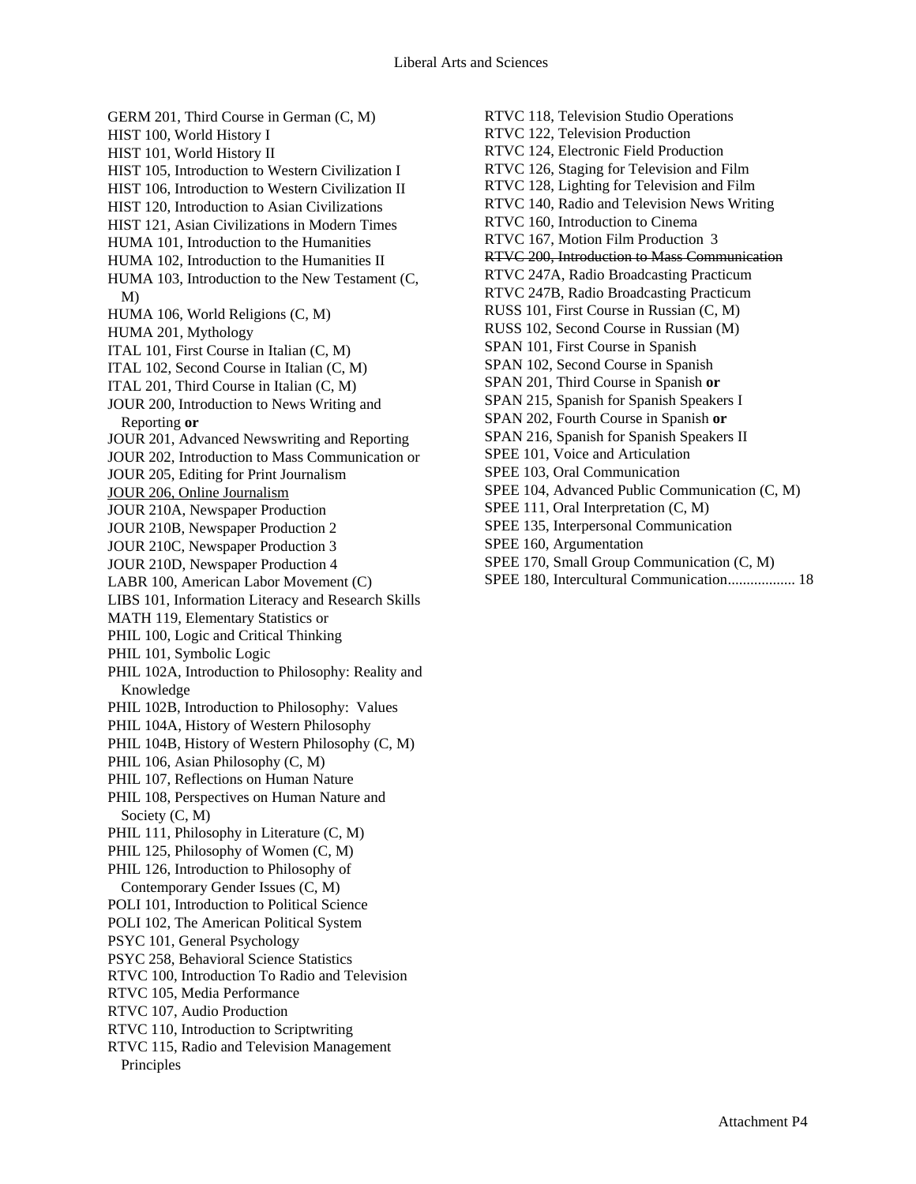GERM 201, Third Course in German (C, M)
HIST 100, World History I
HIST 101, World History II
HIST 105, Introduction to Western Civilization I
HIST 106, Introduction to Western Civilization II
HIST 120, Introduction to Asian Civilizations
HIST 121, Asian Civilizations in Modern Times
HUMA 101, Introduction to the Humanities
HUMA 102, Introduction to the Humanities II
HUMA 103, Introduction to the New Testament (C, M)
HUMA 106, World Religions (C, M)
HUMA 201, Mythology
ITAL 101, First Course in Italian (C, M)
ITAL 102, Second Course in Italian (C, M)
ITAL 201, Third Course in Italian (C, M)
JOUR 200, Introduction to News Writing and Reporting **or**
JOUR 201, Advanced Newswriting and Reporting
JOUR 202, Introduction to Mass Communication or
JOUR 205, Editing for Print Journalism
<u>JOUR 206, Online Journalism</u>
JOUR 210A, Newspaper Production
JOUR 210B, Newspaper Production 2
JOUR 210C, Newspaper Production 3
JOUR 210D, Newspaper Production 4
LABR 100, American Labor Movement (C)
LIBS 101, Information Literacy and Research Skills
MATH 119, Elementary Statistics or
PHIL 100, Logic and Critical Thinking
PHIL 101, Symbolic Logic
PHIL 102A, Introduction to Philosophy: Reality and Knowledge
PHIL 102B, Introduction to Philosophy: Values
PHIL 104A, History of Western Philosophy
PHIL 104B, History of Western Philosophy (C, M)
PHIL 106, Asian Philosophy (C, M)
PHIL 107, Reflections on Human Nature
PHIL 108, Perspectives on Human Nature and Society (C, M)
PHIL 111, Philosophy in Literature (C, M)
PHIL 125, Philosophy of Women (C, M)
PHIL 126, Introduction to Philosophy of Contemporary Gender Issues (C, M)
POLI 101, Introduction to Political Science
POLI 102, The American Political System
PSYC 101, General Psychology
PSYC 258, Behavioral Science Statistics
RTVC 100, Introduction To Radio and Television
RTVC 105, Media Performance
RTVC 107, Audio Production
RTVC 110, Introduction to Scriptwriting
RTVC 115, Radio and Television Management Principles
RTVC 118, Television Studio Operations
RTVC 122, Television Production
RTVC 124, Electronic Field Production
RTVC 126, Staging for Television and Film
RTVC 128, Lighting for Television and Film
RTVC 140, Radio and Television News Writing
RTVC 160, Introduction to Cinema
RTVC 167, Motion Film Production 3
~~RTVC 200, Introduction to Mass Communication~~
RTVC 247A, Radio Broadcasting Practicum
RTVC 247B, Radio Broadcasting Practicum
RUSS 101, First Course in Russian (C, M)
RUSS 102, Second Course in Russian (M)
SPAN 101, First Course in Spanish
SPAN 102, Second Course in Spanish
SPAN 201, Third Course in Spanish **or**
SPAN 215, Spanish for Spanish Speakers I
SPAN 202, Fourth Course in Spanish **or**
SPAN 216, Spanish for Spanish Speakers II
SPEE 101, Voice and Articulation
SPEE 103, Oral Communication
SPEE 104, Advanced Public Communication (C, M)
SPEE 111, Oral Interpretation (C, M)
SPEE 135, Interpersonal Communication
SPEE 160, Argumentation
SPEE 170, Small Group Communication (C, M)
SPEE 180, Intercultural Communication.................. 18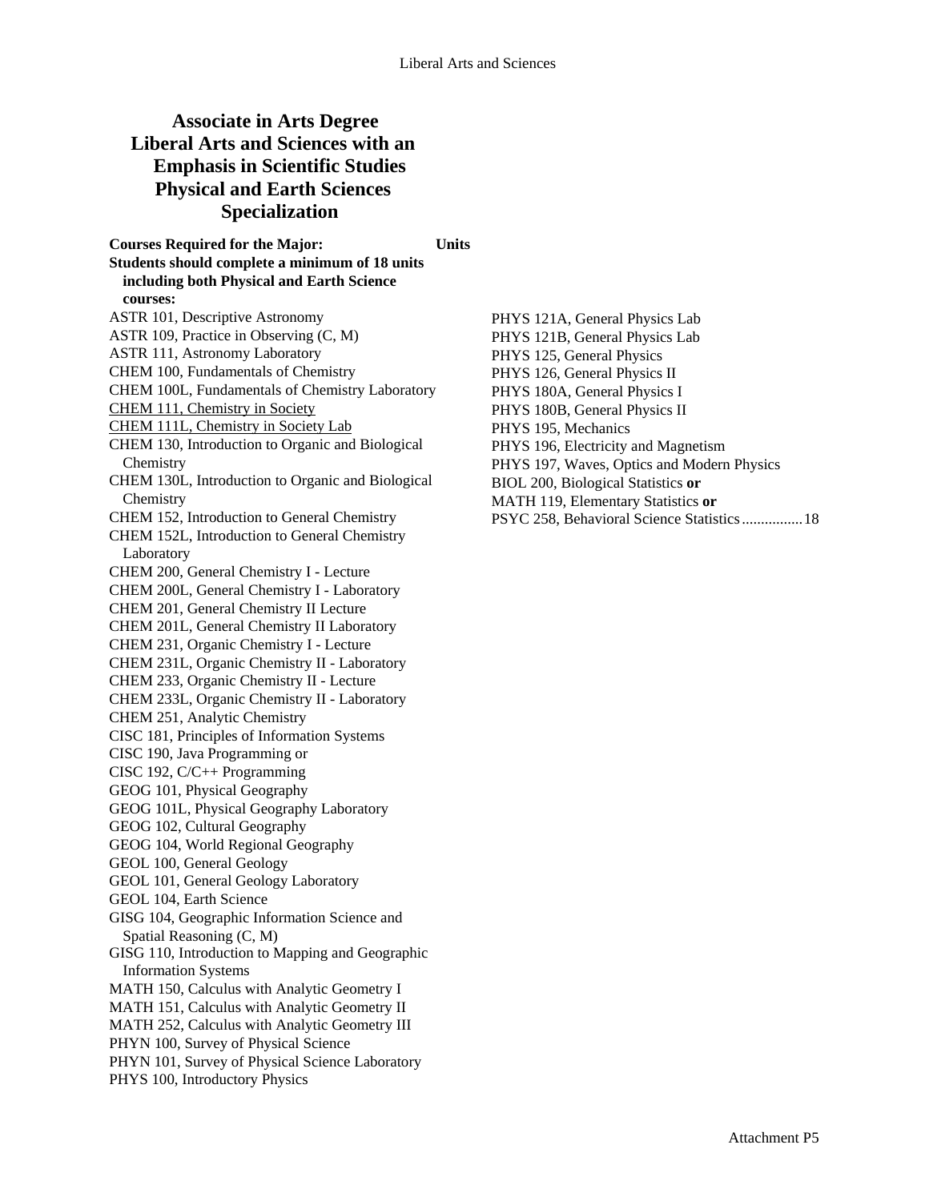# Associate in Arts Degree Liberal Arts and Sciences with an Emphasis in Scientific Studies Physical and Earth Sciences Specialization

**Courses Required for the Major: Units**

**Students should complete a minimum of 18 units including both Physical and Earth Science courses:**

ASTR 101, Descriptive Astronomy
ASTR 109, Practice in Observing (C, M)
ASTR 111, Astronomy Laboratory
CHEM 100, Fundamentals of Chemistry
CHEM 100L, Fundamentals of Chemistry Laboratory
CHEM 111, Chemistry in Society
CHEM 111L, Chemistry in Society Lab
CHEM 130, Introduction to Organic and Biological Chemistry
CHEM 130L, Introduction to Organic and Biological Chemistry
CHEM 152, Introduction to General Chemistry
CHEM 152L, Introduction to General Chemistry Laboratory
CHEM 200, General Chemistry I - Lecture
CHEM 200L, General Chemistry I - Laboratory
CHEM 201, General Chemistry II Lecture
CHEM 201L, General Chemistry II Laboratory
CHEM 231, Organic Chemistry I - Lecture
CHEM 231L, Organic Chemistry II - Laboratory
CHEM 233, Organic Chemistry II - Lecture
CHEM 233L, Organic Chemistry II - Laboratory
CHEM 251, Analytic Chemistry
CISC 181, Principles of Information Systems
CISC 190, Java Programming or
CISC 192, C/C++ Programming
GEOG 101, Physical Geography
GEOG 101L, Physical Geography Laboratory
GEOG 102, Cultural Geography
GEOG 104, World Regional Geography
GEOL 100, General Geology
GEOL 101, General Geology Laboratory
GEOL 104, Earth Science
GISG 104, Geographic Information Science and Spatial Reasoning (C, M)
GISG 110, Introduction to Mapping and Geographic Information Systems
MATH 150, Calculus with Analytic Geometry I
MATH 151, Calculus with Analytic Geometry II
MATH 252, Calculus with Analytic Geometry III
PHYN 100, Survey of Physical Science
PHYN 101, Survey of Physical Science Laboratory
PHYS 100, Introductory Physics
PHYS 121A, General Physics Lab
PHYS 121B, General Physics Lab
PHYS 125, General Physics
PHYS 126, General Physics II
PHYS 180A, General Physics I
PHYS 180B, General Physics II
PHYS 195, Mechanics
PHYS 196, Electricity and Magnetism
PHYS 197, Waves, Optics and Modern Physics
BIOL 200, Biological Statistics **or**
MATH 119, Elementary Statistics **or**
PSYC 258, Behavioral Science Statistics................18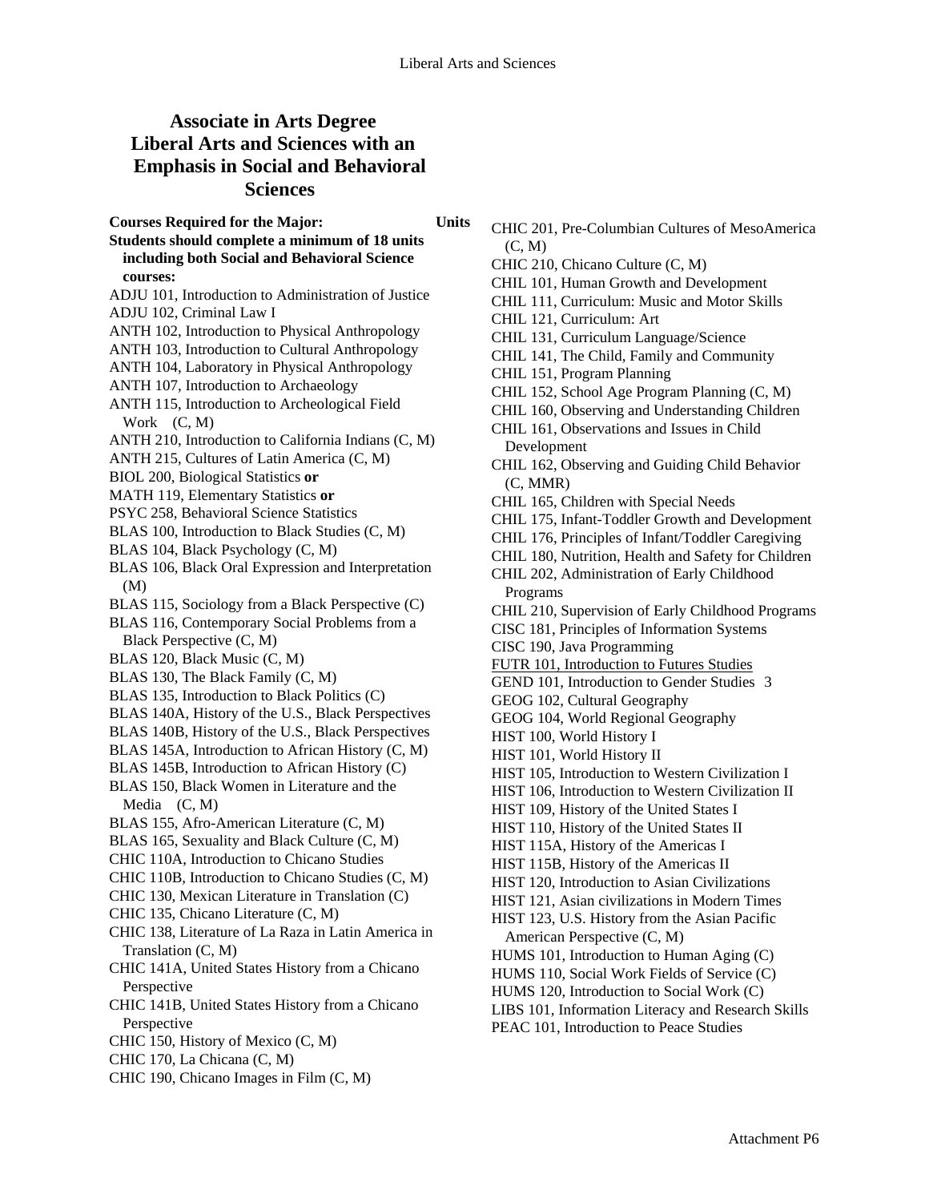# Associate in Arts Degree Liberal Arts and Sciences with an Emphasis in Social and Behavioral Sciences

**Courses Required for the Major:** **Units**

**Students should complete a minimum of 18 units including both Social and Behavioral Science courses:**

ADJU 101, Introduction to Administration of Justice
ADJU 102, Criminal Law I
ANTH 102, Introduction to Physical Anthropology
ANTH 103, Introduction to Cultural Anthropology
ANTH 104, Laboratory in Physical Anthropology
ANTH 107, Introduction to Archaeology
ANTH 115, Introduction to Archeological Field Work (C, M)
ANTH 210, Introduction to California Indians (C, M)
ANTH 215, Cultures of Latin America (C, M)
BIOL 200, Biological Statistics **or**
MATH 119, Elementary Statistics **or**
PSYC 258, Behavioral Science Statistics
BLAS 100, Introduction to Black Studies (C, M)
BLAS 104, Black Psychology (C, M)
BLAS 106, Black Oral Expression and Interpretation (M)
BLAS 115, Sociology from a Black Perspective (C)
BLAS 116, Contemporary Social Problems from a Black Perspective (C, M)
BLAS 120, Black Music (C, M)
BLAS 130, The Black Family (C, M)
BLAS 135, Introduction to Black Politics (C)
BLAS 140A, History of the U.S., Black Perspectives
BLAS 140B, History of the U.S., Black Perspectives
BLAS 145A, Introduction to African History (C, M)
BLAS 145B, Introduction to African History (C)
BLAS 150, Black Women in Literature and the Media (C, M)
BLAS 155, Afro-American Literature (C, M)
BLAS 165, Sexuality and Black Culture (C, M)
CHIC 110A, Introduction to Chicano Studies
CHIC 110B, Introduction to Chicano Studies (C, M)
CHIC 130, Mexican Literature in Translation (C)
CHIC 135, Chicano Literature (C, M)
CHIC 138, Literature of La Raza in Latin America in Translation (C, M)
CHIC 141A, United States History from a Chicano Perspective
CHIC 141B, United States History from a Chicano Perspective
CHIC 150, History of Mexico (C, M)
CHIC 170, La Chicana (C, M)
CHIC 190, Chicano Images in Film (C, M)
CHIC 201, Pre-Columbian Cultures of MesoAmerica (C, M)
CHIC 210, Chicano Culture (C, M)
CHIL 101, Human Growth and Development
CHIL 111, Curriculum: Music and Motor Skills
CHIL 121, Curriculum: Art
CHIL 131, Curriculum Language/Science
CHIL 141, The Child, Family and Community
CHIL 151, Program Planning
CHIL 152, School Age Program Planning (C, M)
CHIL 160, Observing and Understanding Children
CHIL 161, Observations and Issues in Child Development
CHIL 162, Observing and Guiding Child Behavior (C, MMR)
CHIL 165, Children with Special Needs
CHIL 175, Infant-Toddler Growth and Development
CHIL 176, Principles of Infant/Toddler Caregiving
CHIL 180, Nutrition, Health and Safety for Children
CHIL 202, Administration of Early Childhood Programs
CHIL 210, Supervision of Early Childhood Programs
CISC 181, Principles of Information Systems
CISC 190, Java Programming
<u>FUTR 101, Introduction to Futures Studies</u>
GEND 101, Introduction to Gender Studies 3
GEOG 102, Cultural Geography
GEOG 104, World Regional Geography
HIST 100, World History I
HIST 101, World History II
HIST 105, Introduction to Western Civilization I
HIST 106, Introduction to Western Civilization II
HIST 109, History of the United States I
HIST 110, History of the United States II
HIST 115A, History of the Americas I
HIST 115B, History of the Americas II
HIST 120, Introduction to Asian Civilizations
HIST 121, Asian civilizations in Modern Times
HIST 123, U.S. History from the Asian Pacific American Perspective (C, M)
HUMS 101, Introduction to Human Aging (C)
HUMS 110, Social Work Fields of Service (C)
HUMS 120, Introduction to Social Work (C)
LIBS 101, Information Literacy and Research Skills
PEAC 101, Introduction to Peace Studies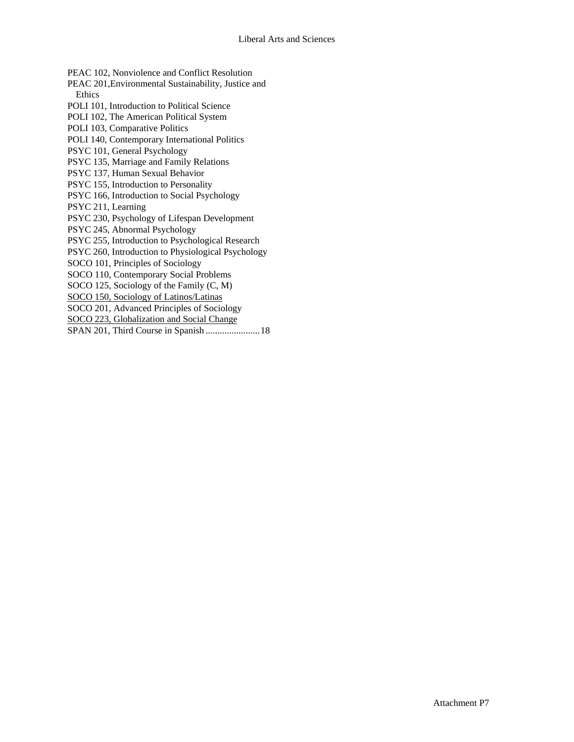PEAC 102, Nonviolence and Conflict Resolution
PEAC 201,Environmental Sustainability, Justice and Ethics
POLI 101, Introduction to Political Science
POLI 102, The American Political System
POLI 103, Comparative Politics
POLI 140, Contemporary International Politics
PSYC 101, General Psychology
PSYC 135, Marriage and Family Relations
PSYC 137, Human Sexual Behavior
PSYC 155, Introduction to Personality
PSYC 166, Introduction to Social Psychology
PSYC 211, Learning
PSYC 230, Psychology of Lifespan Development
PSYC 245, Abnormal Psychology
PSYC 255, Introduction to Psychological Research
PSYC 260, Introduction to Physiological Psychology
SOCO 101, Principles of Sociology
SOCO 110, Contemporary Social Problems
SOCO 125, Sociology of the Family (C, M)
<u>SOCO 150, Sociology of Latinos/Latinas</u>
SOCO 201, Advanced Principles of Sociology
<u>SOCO 223, Globalization and Social Change</u>
SPAN 201, Third Course in Spanish .......................18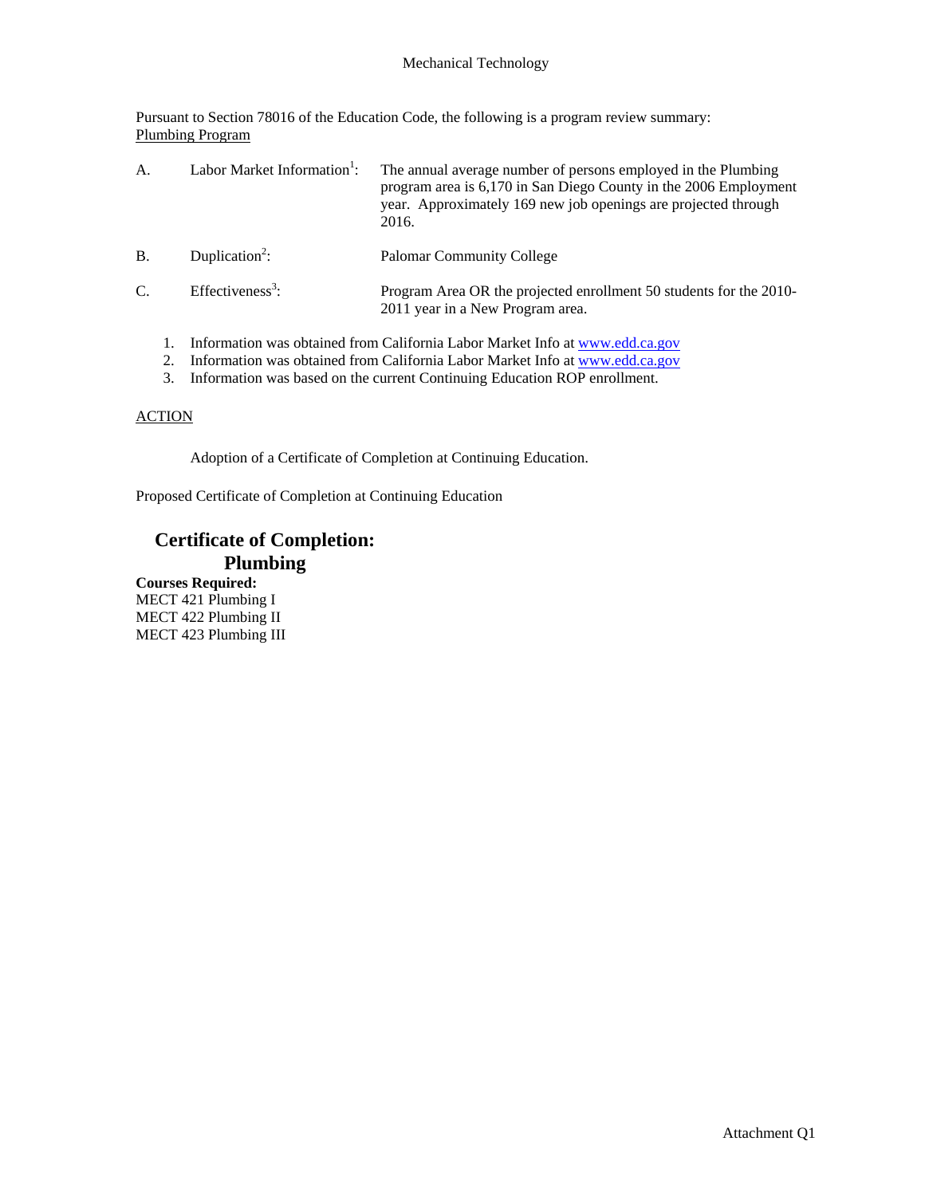Mechanical Technology

Pursuant to Section 78016 of the Education Code, the following is a program review summary:
Plumbing Program

A. Labor Market Information[1]: The annual average number of persons employed in the Plumbing program area is 6,170 in San Diego County in the 2006 Employment year. Approximately 169 new job openings are projected through 2016.

B. Duplication[2]: Palomar Community College

C. Effectiveness[3]: Program Area OR the projected enrollment 50 students for the 2010-2011 year in a New Program area.

1. Information was obtained from California Labor Market Info at www.edd.ca.gov
2. Information was obtained from California Labor Market Info at www.edd.ca.gov
3. Information was based on the current Continuing Education ROP enrollment.

ACTION

Adoption of a Certificate of Completion at Continuing Education.

Proposed Certificate of Completion at Continuing Education

## Certificate of Completion: Plumbing

**Courses Required:**
MECT 421 Plumbing I
MECT 422 Plumbing II
MECT 423 Plumbing III

Attachment Q1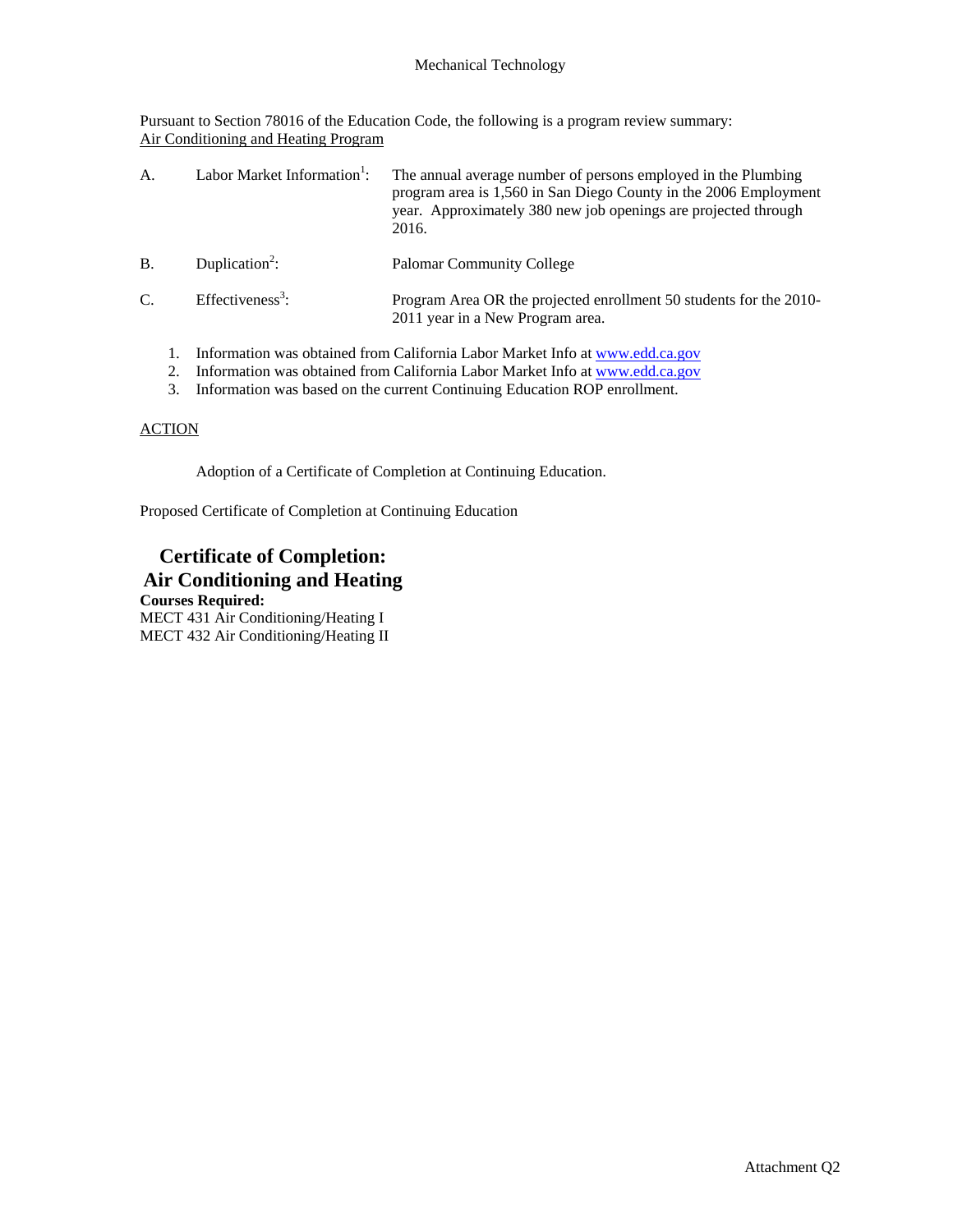Mechanical Technology

Pursuant to Section 78016 of the Education Code, the following is a program review summary:
Air Conditioning and Heating Program

| | | |
|---|---|---|
| A. | Labor Market Information[1]: | The annual average number of persons employed in the Plumbing program area is 1,560 in San Diego County in the 2006 Employment year. Approximately 380 new job openings are projected through 2016. |
| B. | Duplication[2]: | Palomar Community College |
| C. | Effectiveness[3]: | Program Area OR the projected enrollment 50 students for the 2010-2011 year in a New Program area. |

1. Information was obtained from California Labor Market Info at www.edd.ca.gov
2. Information was obtained from California Labor Market Info at www.edd.ca.gov
3. Information was based on the current Continuing Education ROP enrollment.

ACTION

Adoption of a Certificate of Completion at Continuing Education.

Proposed Certificate of Completion at Continuing Education

## Certificate of Completion: Air Conditioning and Heating

**Courses Required:**

MECT 431 Air Conditioning/Heating I
MECT 432 Air Conditioning/Heating II

Attachment Q2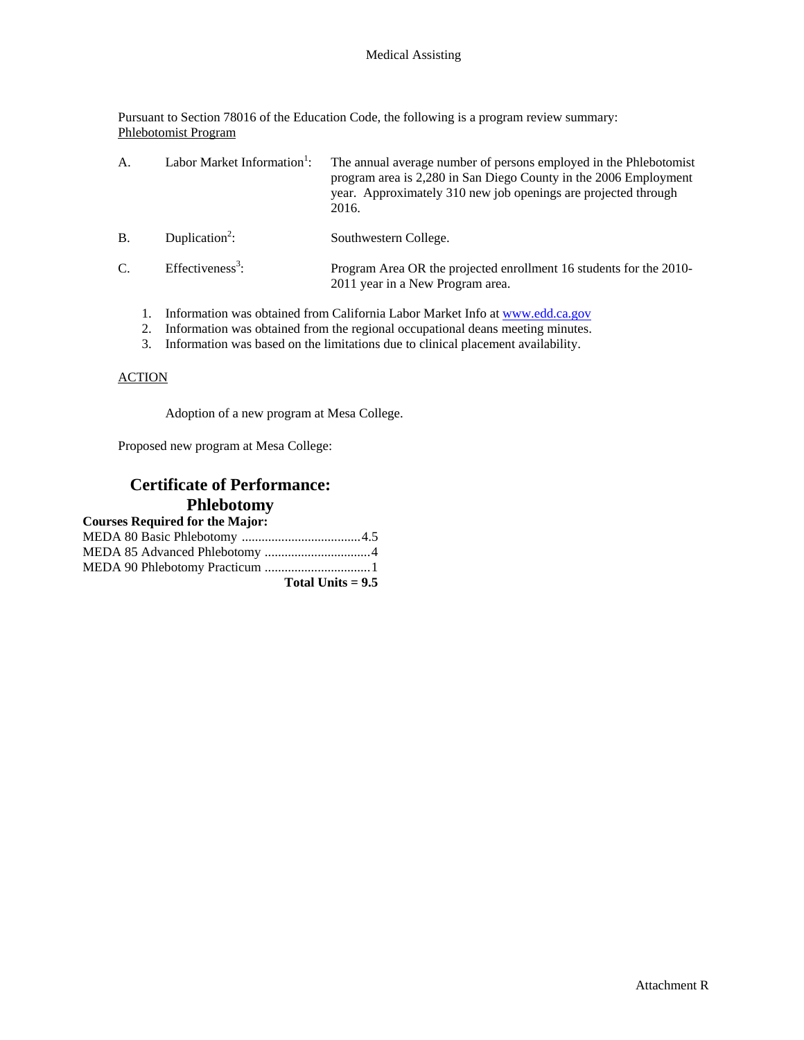Medical Assisting

Pursuant to Section 78016 of the Education Code, the following is a program review summary:
Phlebotomist Program

A. Labor Market Information[1]: The annual average number of persons employed in the Phlebotomist program area is 2,280 in San Diego County in the 2006 Employment year. Approximately 310 new job openings are projected through 2016.

B. Duplication[2]: Southwestern College.

C. Effectiveness[3]: Program Area OR the projected enrollment 16 students for the 2010-2011 year in a New Program area.

1. Information was obtained from California Labor Market Info at www.edd.ca.gov
2. Information was obtained from the regional occupational deans meeting minutes.
3. Information was based on the limitations due to clinical placement availability.

ACTION

Adoption of a new program at Mesa College.

Proposed new program at Mesa College:

## Certificate of Performance: Phlebotomy

**Courses Required for the Major:**

MEDA 80 Basic Phlebotomy .................................... 4.5
MEDA 85 Advanced Phlebotomy ................................ 4
MEDA 90 Phlebotomy Practicum ................................ 1
**Total Units = 9.5**

Attachment R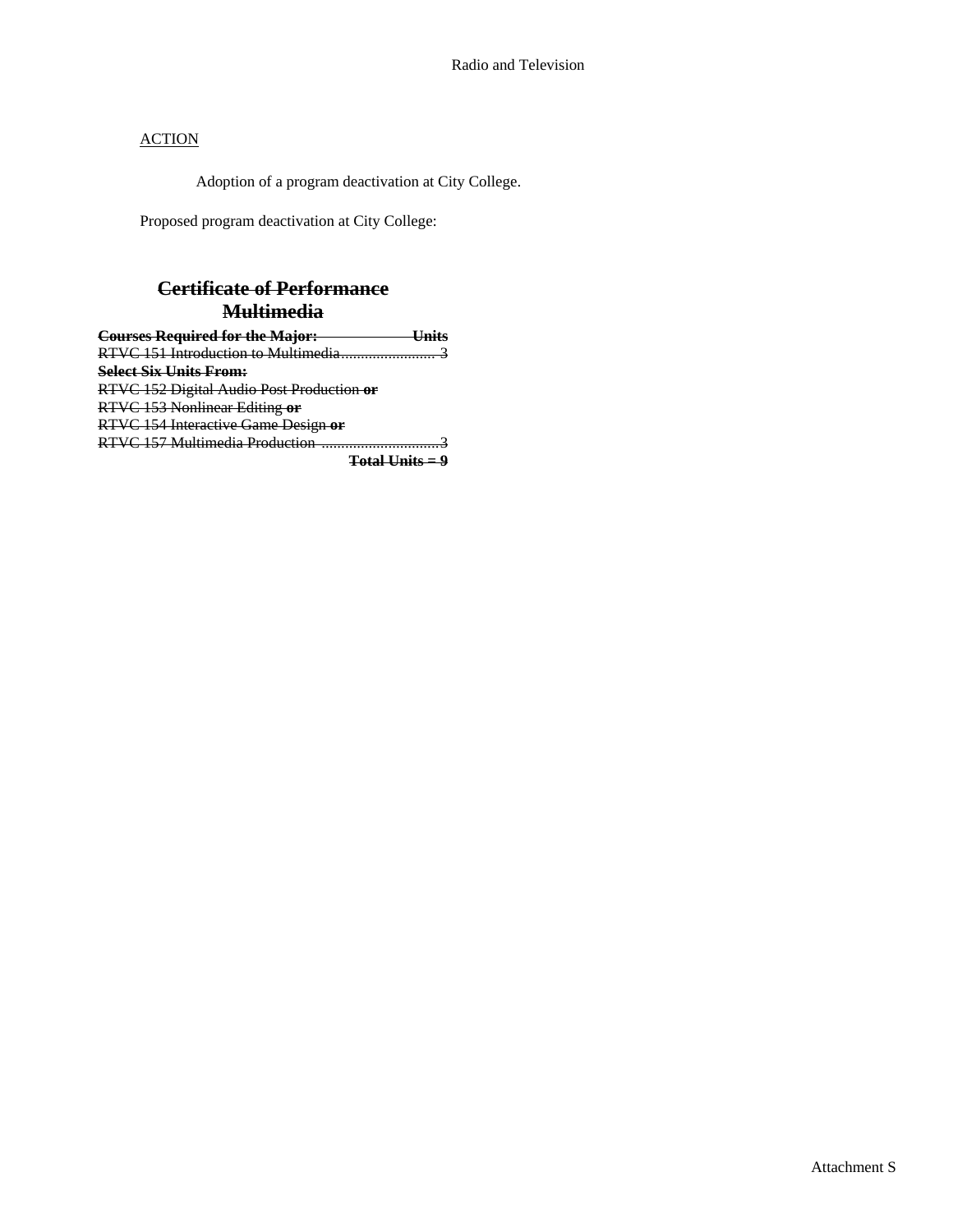Radio and Television

ACTION

Adoption of a program deactivation at City College.

Proposed program deactivation at City College:

## ~~Certificate of Performance~~
## ~~Multimedia~~

~~**Courses Required for the Major: Units**~~
~~RTVC 151 Introduction to Multimedia........................ 3~~
~~**Select Six Units From:**~~
~~RTVC 152 Digital Audio Post Production **or**~~
~~RTVC 153 Nonlinear Editing **or**~~
~~RTVC 154 Interactive Game Design **or**~~
~~RTVC 157 Multimedia Production ..............................3~~
~~**Total Units = 9**~~

Attachment S